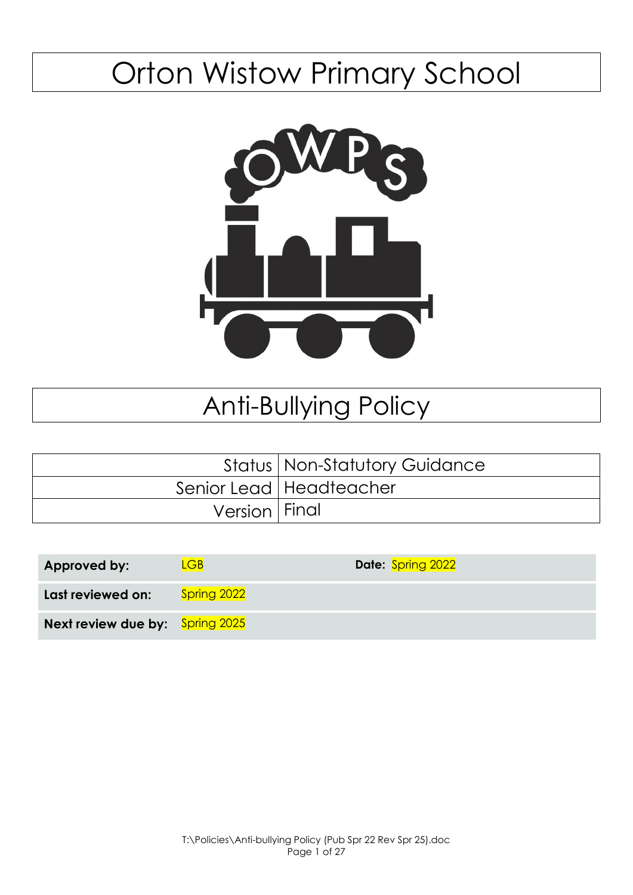# Orton Wistow Primary School

# Anti-Bullying Policy

| | |
|---|---|
| Status | Non-Statutory Guidance |
| Senior Lead | Headteacher |
| Version | Final |

| | | |
|---|---|---|
| **Approved by:** | LGB | **Date:** Spring 2022 |
| **Last reviewed on:** | Spring 2022 | |
| **Next review due by:** | Spring 2025 | |

T:\Policies\Anti-bullying Policy (Pub Spr 22 Rev Spr 25).doc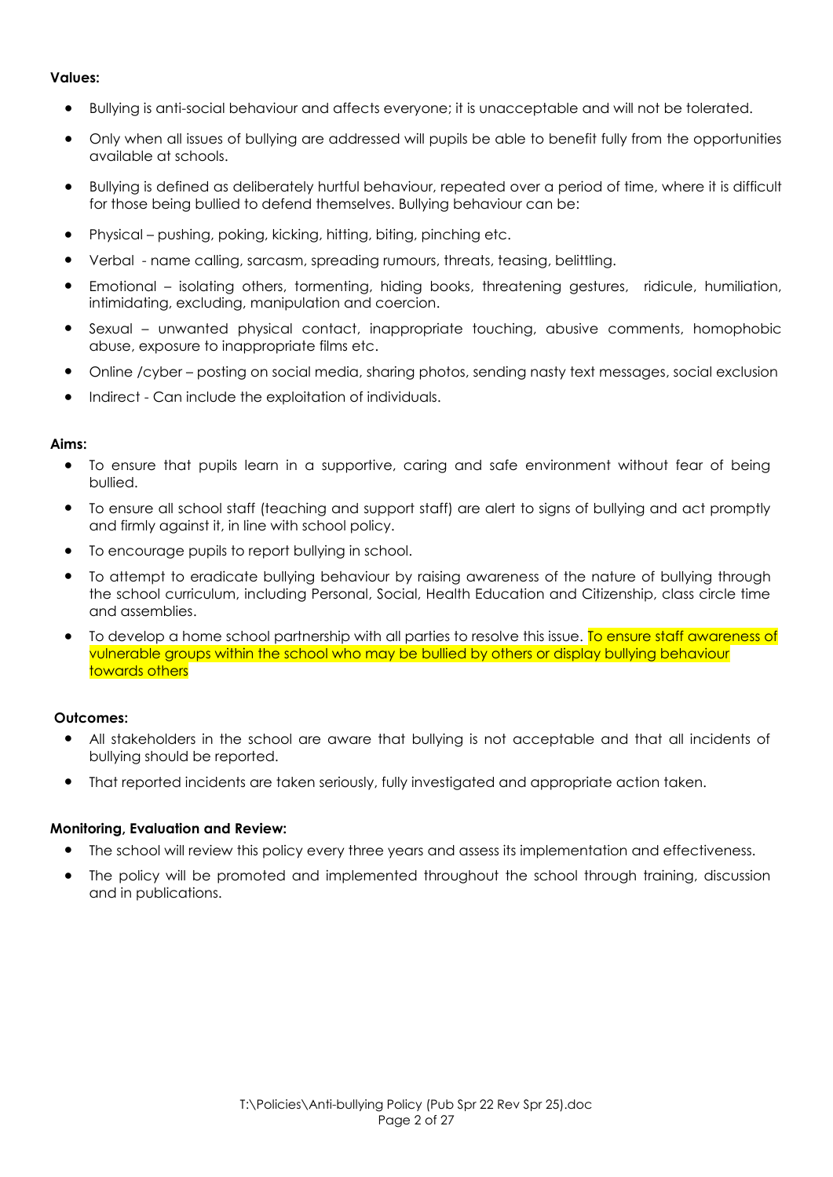**Values:**

- Bullying is anti-social behaviour and affects everyone; it is unacceptable and will not be tolerated.
- Only when all issues of bullying are addressed will pupils be able to benefit fully from the opportunities available at schools.
- Bullying is defined as deliberately hurtful behaviour, repeated over a period of time, where it is difficult for those being bullied to defend themselves. Bullying behaviour can be:
- Physical – pushing, poking, kicking, hitting, biting, pinching etc.
- Verbal - name calling, sarcasm, spreading rumours, threats, teasing, belittling.
- Emotional – isolating others, tormenting, hiding books, threatening gestures, ridicule, humiliation, intimidating, excluding, manipulation and coercion.
- Sexual – unwanted physical contact, inappropriate touching, abusive comments, homophobic abuse, exposure to inappropriate films etc.
- Online /cyber – posting on social media, sharing photos, sending nasty text messages, social exclusion
- Indirect - Can include the exploitation of individuals.

**Aims:**

- To ensure that pupils learn in a supportive, caring and safe environment without fear of being bullied.
- To ensure all school staff (teaching and support staff) are alert to signs of bullying and act promptly and firmly against it, in line with school policy.
- To encourage pupils to report bullying in school.
- To attempt to eradicate bullying behaviour by raising awareness of the nature of bullying through the school curriculum, including Personal, Social, Health Education and Citizenship, class circle time and assemblies.
- To develop a home school partnership with all parties to resolve this issue. To ensure staff awareness of vulnerable groups within the school who may be bullied by others or display bullying behaviour towards others

**Outcomes:**

- All stakeholders in the school are aware that bullying is not acceptable and that all incidents of bullying should be reported.
- That reported incidents are taken seriously, fully investigated and appropriate action taken.

**Monitoring, Evaluation and Review:**

- The school will review this policy every three years and assess its implementation and effectiveness.
- The policy will be promoted and implemented throughout the school through training, discussion and in publications.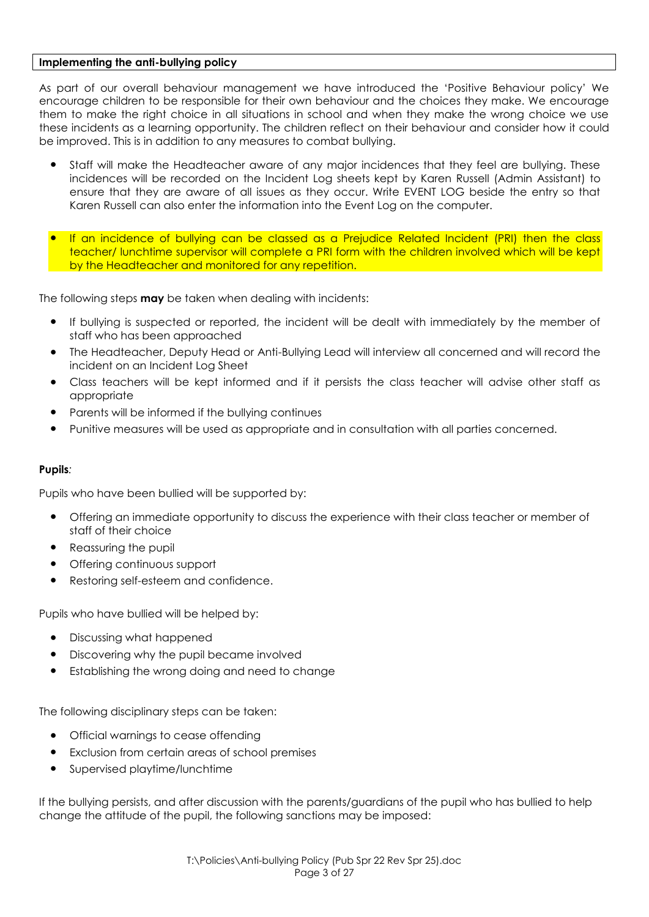**Implementing the anti-bullying policy**

As part of our overall behaviour management we have introduced the 'Positive Behaviour policy' We encourage children to be responsible for their own behaviour and the choices they make. We encourage them to make the right choice in all situations in school and when they make the wrong choice we use these incidents as a learning opportunity. The children reflect on their behaviour and consider how it could be improved. This is in addition to any measures to combat bullying.

- Staff will make the Headteacher aware of any major incidences that they feel are bullying. These incidences will be recorded on the Incident Log sheets kept by Karen Russell (Admin Assistant) to ensure that they are aware of all issues as they occur. Write EVENT LOG beside the entry so that Karen Russell can also enter the information into the Event Log on the computer.

- If an incidence of bullying can be classed as a Prejudice Related Incident (PRI) then the class teacher/ lunchtime supervisor will complete a PRI form with the children involved which will be kept by the Headteacher and monitored for any repetition.

The following steps **may** be taken when dealing with incidents:

- If bullying is suspected or reported, the incident will be dealt with immediately by the member of staff who has been approached
- The Headteacher, Deputy Head or Anti-Bullying Lead will interview all concerned and will record the incident on an Incident Log Sheet
- Class teachers will be kept informed and if it persists the class teacher will advise other staff as appropriate
- Parents will be informed if the bullying continues
- Punitive measures will be used as appropriate and in consultation with all parties concerned.

**Pupils**:

Pupils who have been bullied will be supported by:

- Offering an immediate opportunity to discuss the experience with their class teacher or member of staff of their choice
- Reassuring the pupil
- Offering continuous support
- Restoring self-esteem and confidence.

Pupils who have bullied will be helped by:

- Discussing what happened
- Discovering why the pupil became involved
- Establishing the wrong doing and need to change

The following disciplinary steps can be taken:

- Official warnings to cease offending
- Exclusion from certain areas of school premises
- Supervised playtime/lunchtime

If the bullying persists, and after discussion with the parents/guardians of the pupil who has bullied to help change the attitude of the pupil, the following sanctions may be imposed: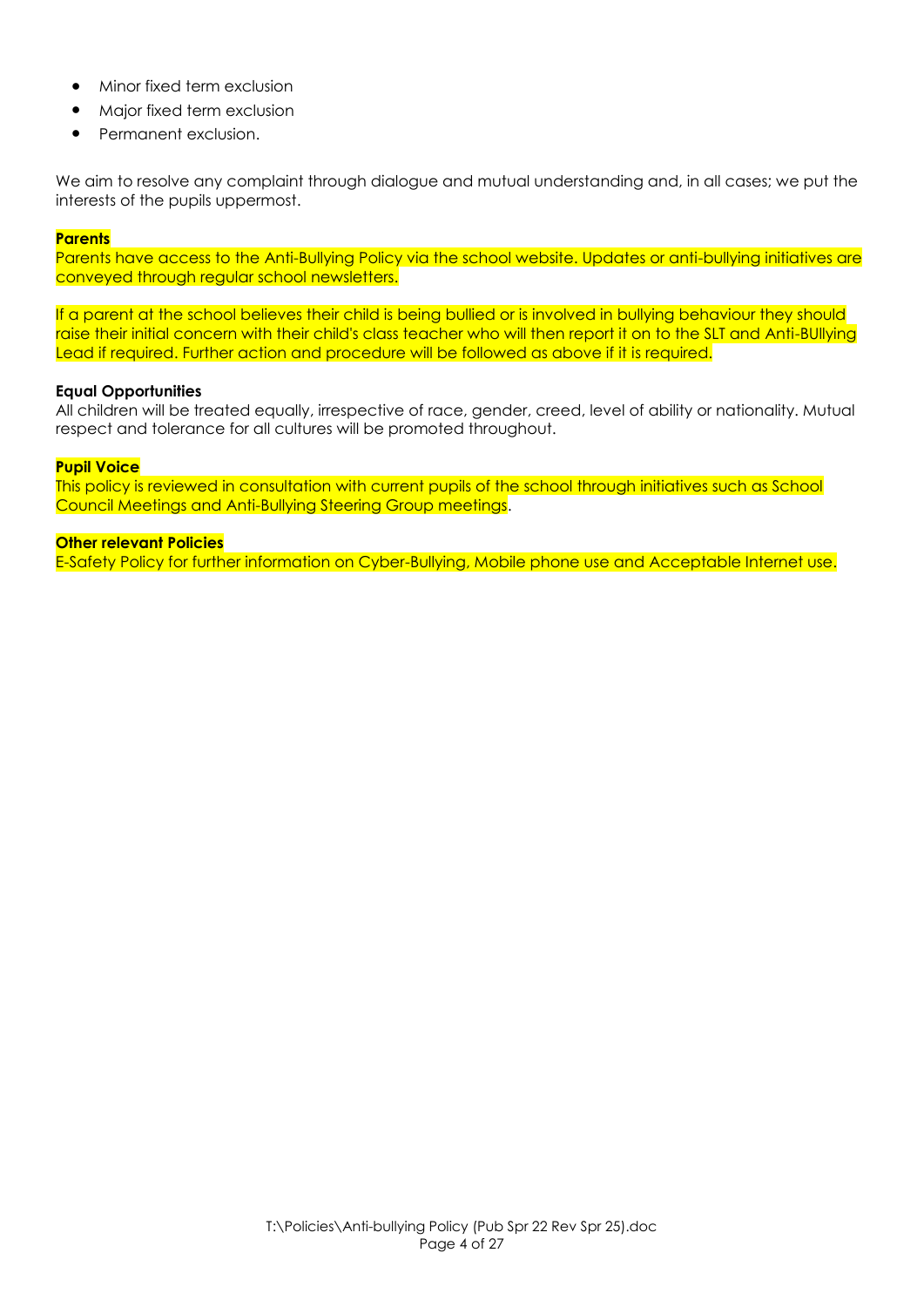- Minor fixed term exclusion
- Major fixed term exclusion
- Permanent exclusion.

We aim to resolve any complaint through dialogue and mutual understanding and, in all cases; we put the interests of the pupils uppermost.

**Parents**

Parents have access to the Anti-Bullying Policy via the school website. Updates or anti-bullying initiatives are conveyed through regular school newsletters.

If a parent at the school believes their child is being bullied or is involved in bullying behaviour they should raise their initial concern with their child's class teacher who will then report it on to the SLT and Anti-BUllying Lead if required. Further action and procedure will be followed as above if it is required.

**Equal Opportunities**

All children will be treated equally, irrespective of race, gender, creed, level of ability or nationality. Mutual respect and tolerance for all cultures will be promoted throughout.

**Pupil Voice**

This policy is reviewed in consultation with current pupils of the school through initiatives such as School Council Meetings and Anti-Bullying Steering Group meetings.

**Other relevant Policies**

E-Safety Policy for further information on Cyber-Bullying, Mobile phone use and Acceptable Internet use.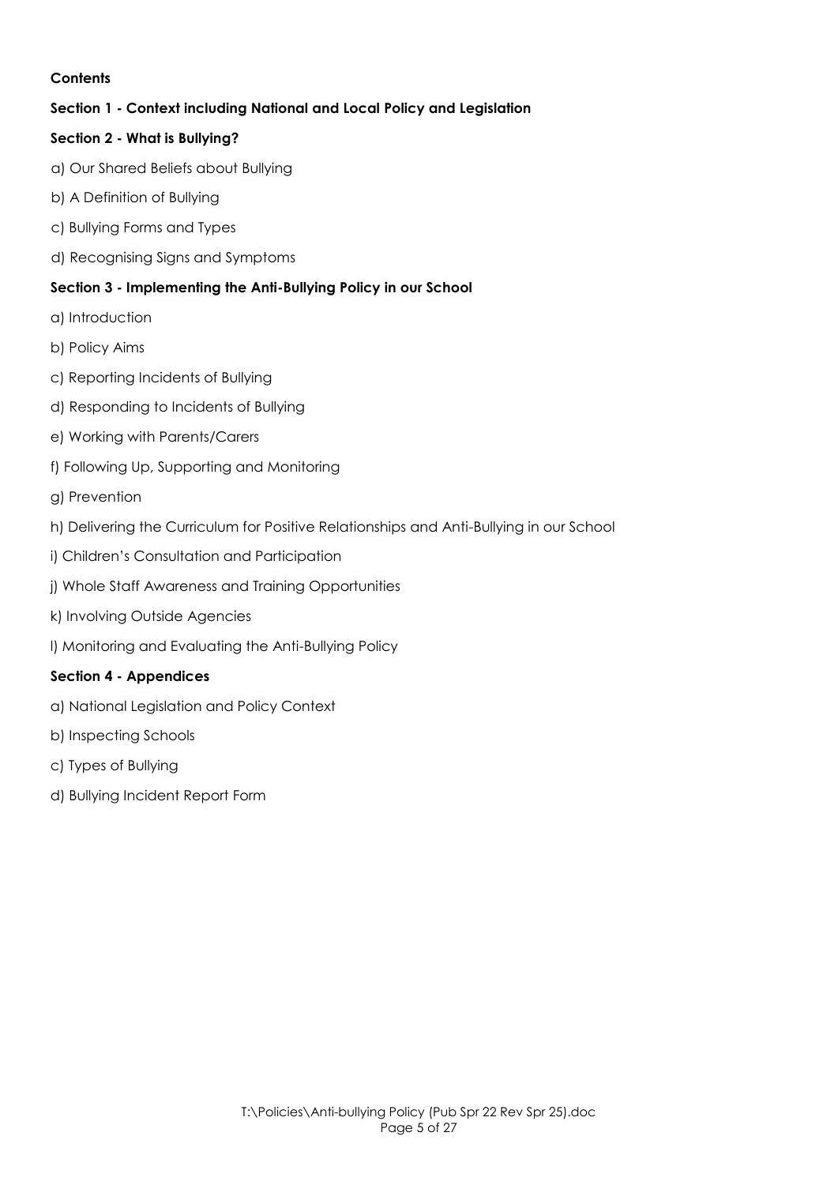**Contents**

**Section 1 - Context including National and Local Policy and Legislation**

**Section 2 - What is Bullying?**

a) Our Shared Beliefs about Bullying

b) A Definition of Bullying

c) Bullying Forms and Types

d) Recognising Signs and Symptoms

**Section 3 - Implementing the Anti-Bullying Policy in our School**

a) Introduction

b) Policy Aims

c) Reporting Incidents of Bullying

d) Responding to Incidents of Bullying

e) Working with Parents/Carers

f) Following Up, Supporting and Monitoring

g) Prevention

h) Delivering the Curriculum for Positive Relationships and Anti-Bullying in our School

i) Children's Consultation and Participation

j) Whole Staff Awareness and Training Opportunities

k) Involving Outside Agencies

l) Monitoring and Evaluating the Anti-Bullying Policy

**Section 4 - Appendices**

a) National Legislation and Policy Context

b) Inspecting Schools

c) Types of Bullying

d) Bullying Incident Report Form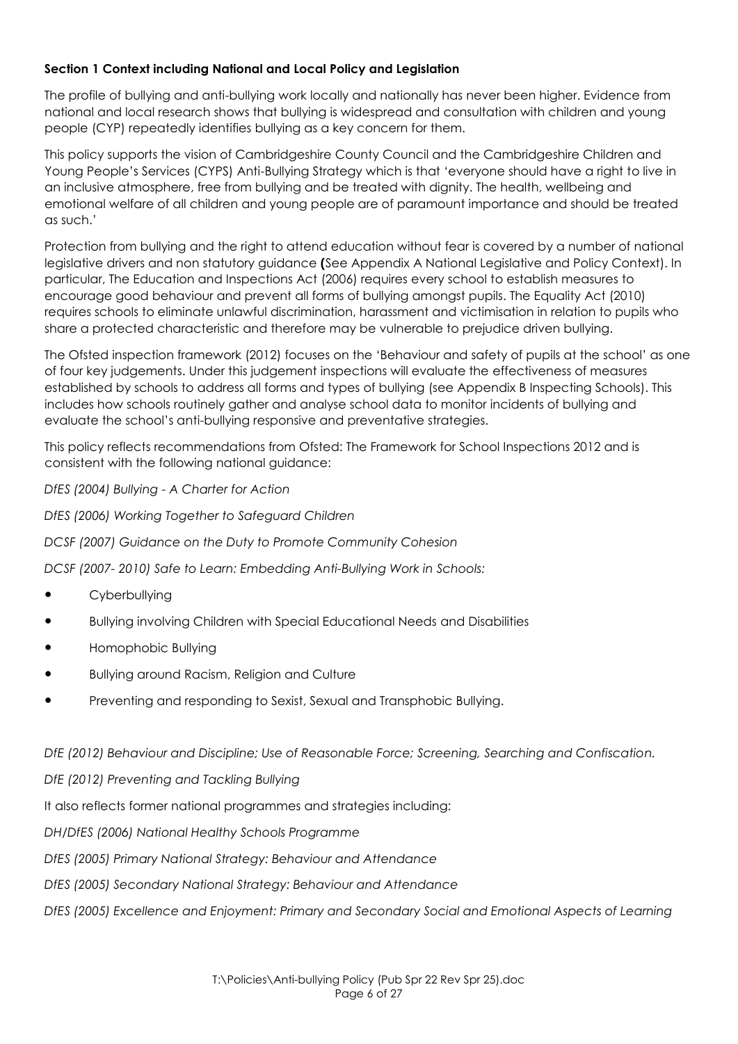**Section 1 Context including National and Local Policy and Legislation**

The profile of bullying and anti-bullying work locally and nationally has never been higher. Evidence from national and local research shows that bullying is widespread and consultation with children and young people (CYP) repeatedly identifies bullying as a key concern for them.

This policy supports the vision of Cambridgeshire County Council and the Cambridgeshire Children and Young People's Services (CYPS) Anti-Bullying Strategy which is that 'everyone should have a right to live in an inclusive atmosphere, free from bullying and be treated with dignity. The health, wellbeing and emotional welfare of all children and young people are of paramount importance and should be treated as such.'

Protection from bullying and the right to attend education without fear is covered by a number of national legislative drivers and non statutory guidance **(**See Appendix A National Legislative and Policy Context). In particular, The Education and Inspections Act (2006) requires every school to establish measures to encourage good behaviour and prevent all forms of bullying amongst pupils. The Equality Act (2010) requires schools to eliminate unlawful discrimination, harassment and victimisation in relation to pupils who share a protected characteristic and therefore may be vulnerable to prejudice driven bullying.

The Ofsted inspection framework (2012) focuses on the 'Behaviour and safety of pupils at the school' as one of four key judgements. Under this judgement inspections will evaluate the effectiveness of measures established by schools to address all forms and types of bullying (see Appendix B Inspecting Schools). This includes how schools routinely gather and analyse school data to monitor incidents of bullying and evaluate the school's anti-bullying responsive and preventative strategies.

This policy reflects recommendations from Ofsted: The Framework for School Inspections 2012 and is consistent with the following national guidance:

*DfES (2004) Bullying - A Charter for Action*

*DfES (2006) Working Together to Safeguard Children*

*DCSF (2007) Guidance on the Duty to Promote Community Cohesion*

*DCSF (2007- 2010) Safe to Learn: Embedding Anti-Bullying Work in Schools:*

- Cyberbullying
- Bullying involving Children with Special Educational Needs and Disabilities
- Homophobic Bullying
- Bullying around Racism, Religion and Culture
- Preventing and responding to Sexist, Sexual and Transphobic Bullying.

*DfE (2012) Behaviour and Discipline; Use of Reasonable Force; Screening, Searching and Confiscation.*

*DfE (2012) Preventing and Tackling Bullying*

It also reflects former national programmes and strategies including:

*DH/DfES (2006) National Healthy Schools Programme*

*DfES (2005) Primary National Strategy: Behaviour and Attendance*

*DfES (2005) Secondary National Strategy: Behaviour and Attendance*

*DfES (2005) Excellence and Enjoyment: Primary and Secondary Social and Emotional Aspects of Learning*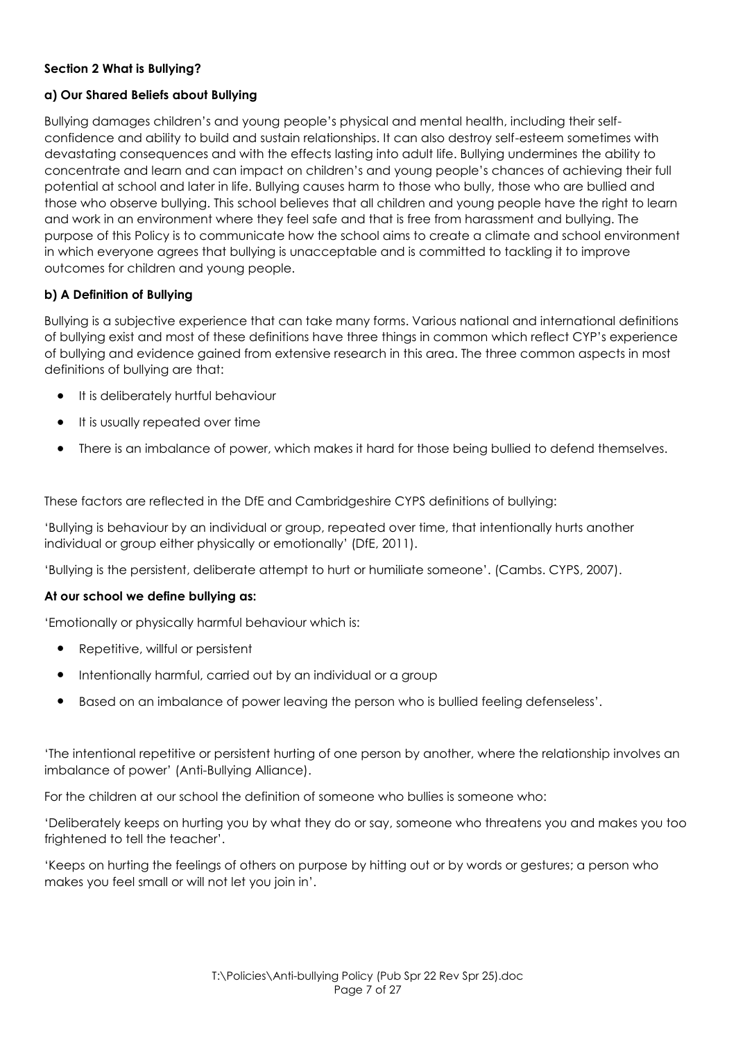**Section 2 What is Bullying?**

**a) Our Shared Beliefs about Bullying**

Bullying damages children's and young people's physical and mental health, including their self-confidence and ability to build and sustain relationships. It can also destroy self-esteem sometimes with devastating consequences and with the effects lasting into adult life. Bullying undermines the ability to concentrate and learn and can impact on children's and young people's chances of achieving their full potential at school and later in life. Bullying causes harm to those who bully, those who are bullied and those who observe bullying. This school believes that all children and young people have the right to learn and work in an environment where they feel safe and that is free from harassment and bullying. The purpose of this Policy is to communicate how the school aims to create a climate and school environment in which everyone agrees that bullying is unacceptable and is committed to tackling it to improve outcomes for children and young people.

**b) A Definition of Bullying**

Bullying is a subjective experience that can take many forms. Various national and international definitions of bullying exist and most of these definitions have three things in common which reflect CYP's experience of bullying and evidence gained from extensive research in this area. The three common aspects in most definitions of bullying are that:

- It is deliberately hurtful behaviour
- It is usually repeated over time
- There is an imbalance of power, which makes it hard for those being bullied to defend themselves.

These factors are reflected in the DfE and Cambridgeshire CYPS definitions of bullying:

'Bullying is behaviour by an individual or group, repeated over time, that intentionally hurts another individual or group either physically or emotionally' (DfE, 2011).

'Bullying is the persistent, deliberate attempt to hurt or humiliate someone'. (Cambs. CYPS, 2007).

**At our school we define bullying as:**

'Emotionally or physically harmful behaviour which is:

- Repetitive, willful or persistent
- Intentionally harmful, carried out by an individual or a group
- Based on an imbalance of power leaving the person who is bullied feeling defenseless'.

'The intentional repetitive or persistent hurting of one person by another, where the relationship involves an imbalance of power' (Anti-Bullying Alliance).

For the children at our school the definition of someone who bullies is someone who:

'Deliberately keeps on hurting you by what they do or say, someone who threatens you and makes you too frightened to tell the teacher'.

'Keeps on hurting the feelings of others on purpose by hitting out or by words or gestures; a person who makes you feel small or will not let you join in'.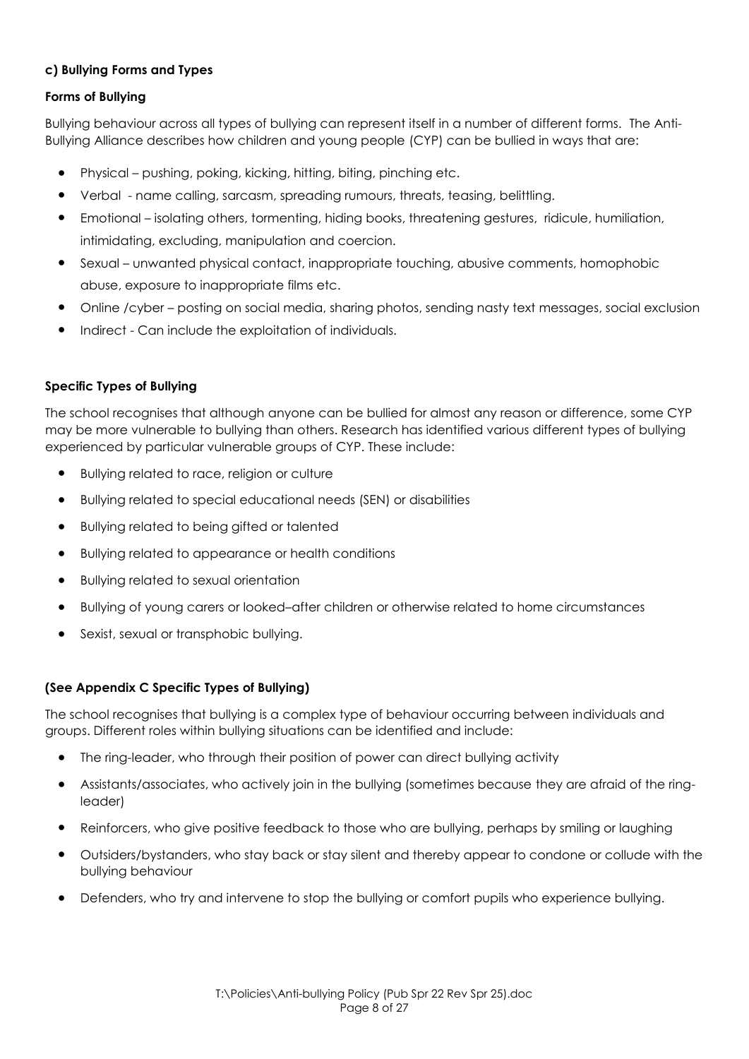### c) Bullying Forms and Types

#### Forms of Bullying

Bullying behaviour across all types of bullying can represent itself in a number of different forms. The Anti-Bullying Alliance describes how children and young people (CYP) can be bullied in ways that are:

- Physical – pushing, poking, kicking, hitting, biting, pinching etc.
- Verbal - name calling, sarcasm, spreading rumours, threats, teasing, belittling.
- Emotional – isolating others, tormenting, hiding books, threatening gestures, ridicule, humiliation, intimidating, excluding, manipulation and coercion.
- Sexual – unwanted physical contact, inappropriate touching, abusive comments, homophobic abuse, exposure to inappropriate films etc.
- Online /cyber – posting on social media, sharing photos, sending nasty text messages, social exclusion
- Indirect - Can include the exploitation of individuals.

#### Specific Types of Bullying

The school recognises that although anyone can be bullied for almost any reason or difference, some CYP may be more vulnerable to bullying than others. Research has identified various different types of bullying experienced by particular vulnerable groups of CYP. These include:

- Bullying related to race, religion or culture
- Bullying related to special educational needs (SEN) or disabilities
- Bullying related to being gifted or talented
- Bullying related to appearance or health conditions
- Bullying related to sexual orientation
- Bullying of young carers or looked–after children or otherwise related to home circumstances
- Sexist, sexual or transphobic bullying.

**(See Appendix C Specific Types of Bullying)**

The school recognises that bullying is a complex type of behaviour occurring between individuals and groups. Different roles within bullying situations can be identified and include:

- The ring-leader, who through their position of power can direct bullying activity
- Assistants/associates, who actively join in the bullying (sometimes because they are afraid of the ring-leader)
- Reinforcers, who give positive feedback to those who are bullying, perhaps by smiling or laughing
- Outsiders/bystanders, who stay back or stay silent and thereby appear to condone or collude with the bullying behaviour
- Defenders, who try and intervene to stop the bullying or comfort pupils who experience bullying.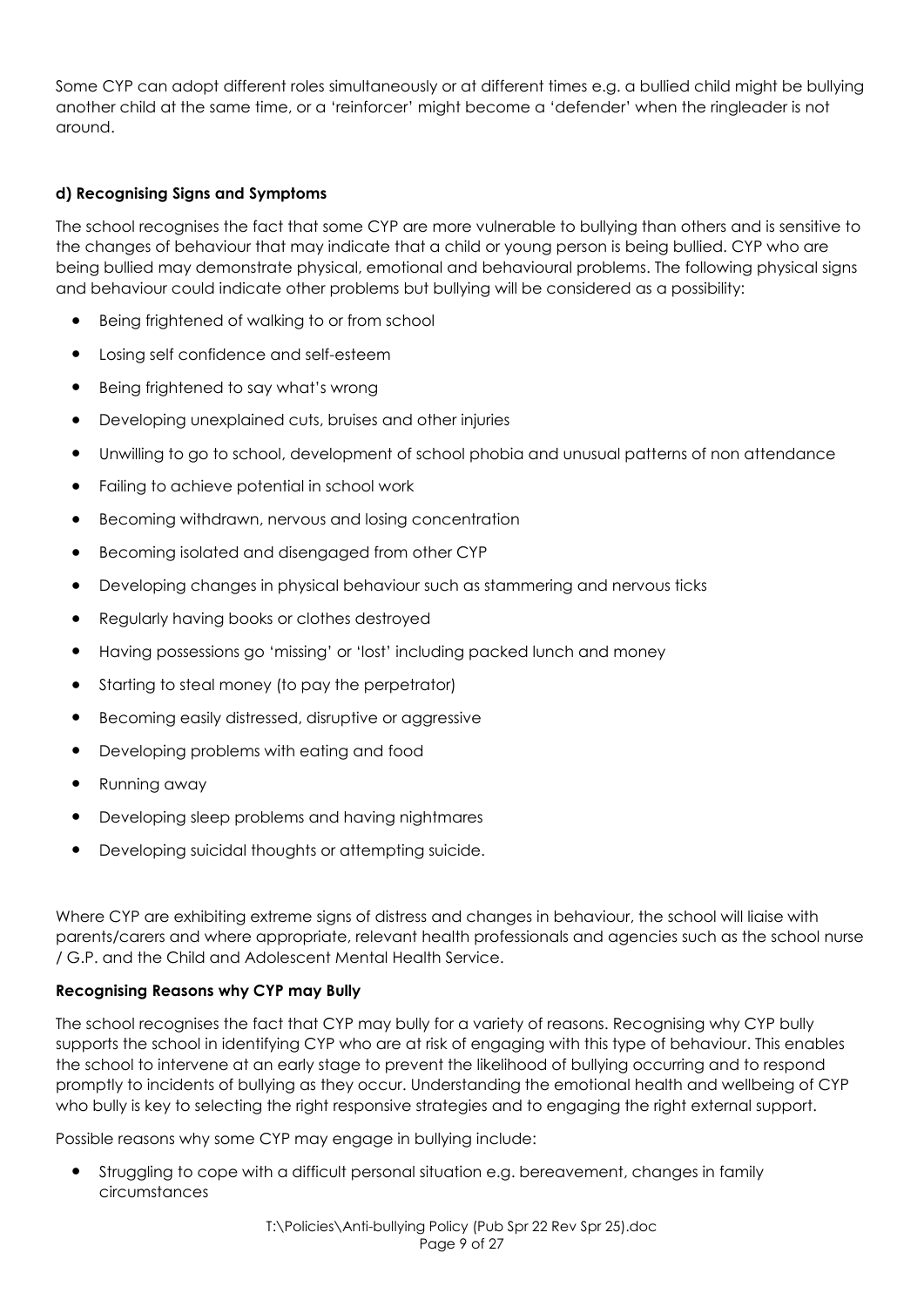Some CYP can adopt different roles simultaneously or at different times e.g. a bullied child might be bullying another child at the same time, or a 'reinforcer' might become a 'defender' when the ringleader is not around.

#### d) Recognising Signs and Symptoms

The school recognises the fact that some CYP are more vulnerable to bullying than others and is sensitive to the changes of behaviour that may indicate that a child or young person is being bullied. CYP who are being bullied may demonstrate physical, emotional and behavioural problems. The following physical signs and behaviour could indicate other problems but bullying will be considered as a possibility:

- Being frightened of walking to or from school
- Losing self confidence and self-esteem
- Being frightened to say what's wrong
- Developing unexplained cuts, bruises and other injuries
- Unwilling to go to school, development of school phobia and unusual patterns of non attendance
- Failing to achieve potential in school work
- Becoming withdrawn, nervous and losing concentration
- Becoming isolated and disengaged from other CYP
- Developing changes in physical behaviour such as stammering and nervous ticks
- Regularly having books or clothes destroyed
- Having possessions go 'missing' or 'lost' including packed lunch and money
- Starting to steal money (to pay the perpetrator)
- Becoming easily distressed, disruptive or aggressive
- Developing problems with eating and food
- Running away
- Developing sleep problems and having nightmares
- Developing suicidal thoughts or attempting suicide.

Where CYP are exhibiting extreme signs of distress and changes in behaviour, the school will liaise with parents/carers and where appropriate, relevant health professionals and agencies such as the school nurse / G.P. and the Child and Adolescent Mental Health Service.

#### Recognising Reasons why CYP may Bully

The school recognises the fact that CYP may bully for a variety of reasons. Recognising why CYP bully supports the school in identifying CYP who are at risk of engaging with this type of behaviour. This enables the school to intervene at an early stage to prevent the likelihood of bullying occurring and to respond promptly to incidents of bullying as they occur. Understanding the emotional health and wellbeing of CYP who bully is key to selecting the right responsive strategies and to engaging the right external support.

Possible reasons why some CYP may engage in bullying include:

- Struggling to cope with a difficult personal situation e.g. bereavement, changes in family circumstances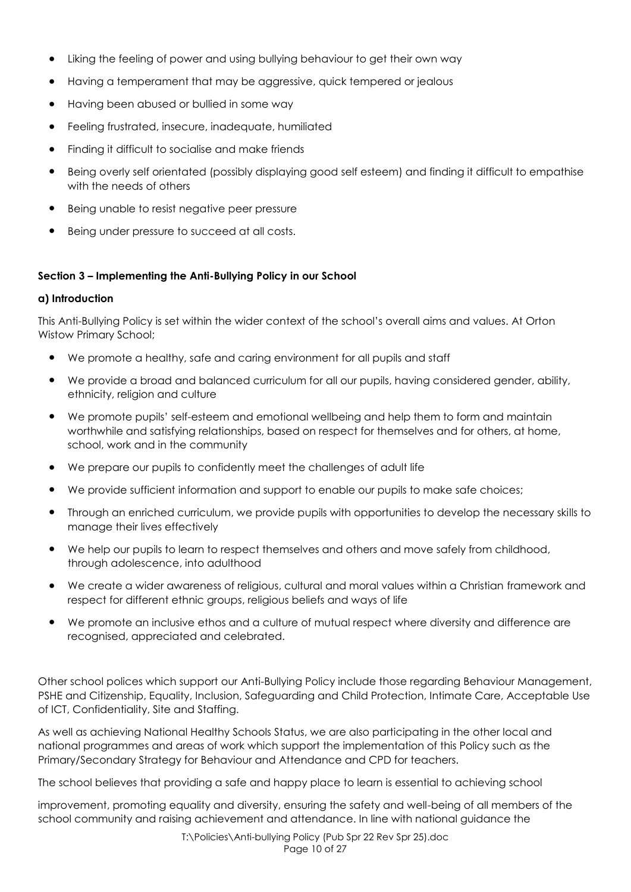- Liking the feeling of power and using bullying behaviour to get their own way
- Having a temperament that may be aggressive, quick tempered or jealous
- Having been abused or bullied in some way
- Feeling frustrated, insecure, inadequate, humiliated
- Finding it difficult to socialise and make friends
- Being overly self orientated (possibly displaying good self esteem) and finding it difficult to empathise with the needs of others
- Being unable to resist negative peer pressure
- Being under pressure to succeed at all costs.

**Section 3 – Implementing the Anti-Bullying Policy in our School**

**a) Introduction**

This Anti-Bullying Policy is set within the wider context of the school's overall aims and values. At Orton Wistow Primary School;

- We promote a healthy, safe and caring environment for all pupils and staff
- We provide a broad and balanced curriculum for all our pupils, having considered gender, ability, ethnicity, religion and culture
- We promote pupils' self-esteem and emotional wellbeing and help them to form and maintain worthwhile and satisfying relationships, based on respect for themselves and for others, at home, school, work and in the community
- We prepare our pupils to confidently meet the challenges of adult life
- We provide sufficient information and support to enable our pupils to make safe choices;
- Through an enriched curriculum, we provide pupils with opportunities to develop the necessary skills to manage their lives effectively
- We help our pupils to learn to respect themselves and others and move safely from childhood, through adolescence, into adulthood
- We create a wider awareness of religious, cultural and moral values within a Christian framework and respect for different ethnic groups, religious beliefs and ways of life
- We promote an inclusive ethos and a culture of mutual respect where diversity and difference are recognised, appreciated and celebrated.

Other school polices which support our Anti-Bullying Policy include those regarding Behaviour Management, PSHE and Citizenship, Equality, Inclusion, Safeguarding and Child Protection, Intimate Care, Acceptable Use of ICT, Confidentiality, Site and Staffing.

As well as achieving National Healthy Schools Status, we are also participating in the other local and national programmes and areas of work which support the implementation of this Policy such as the Primary/Secondary Strategy for Behaviour and Attendance and CPD for teachers.

The school believes that providing a safe and happy place to learn is essential to achieving school

improvement, promoting equality and diversity, ensuring the safety and well-being of all members of the school community and raising achievement and attendance. In line with national guidance the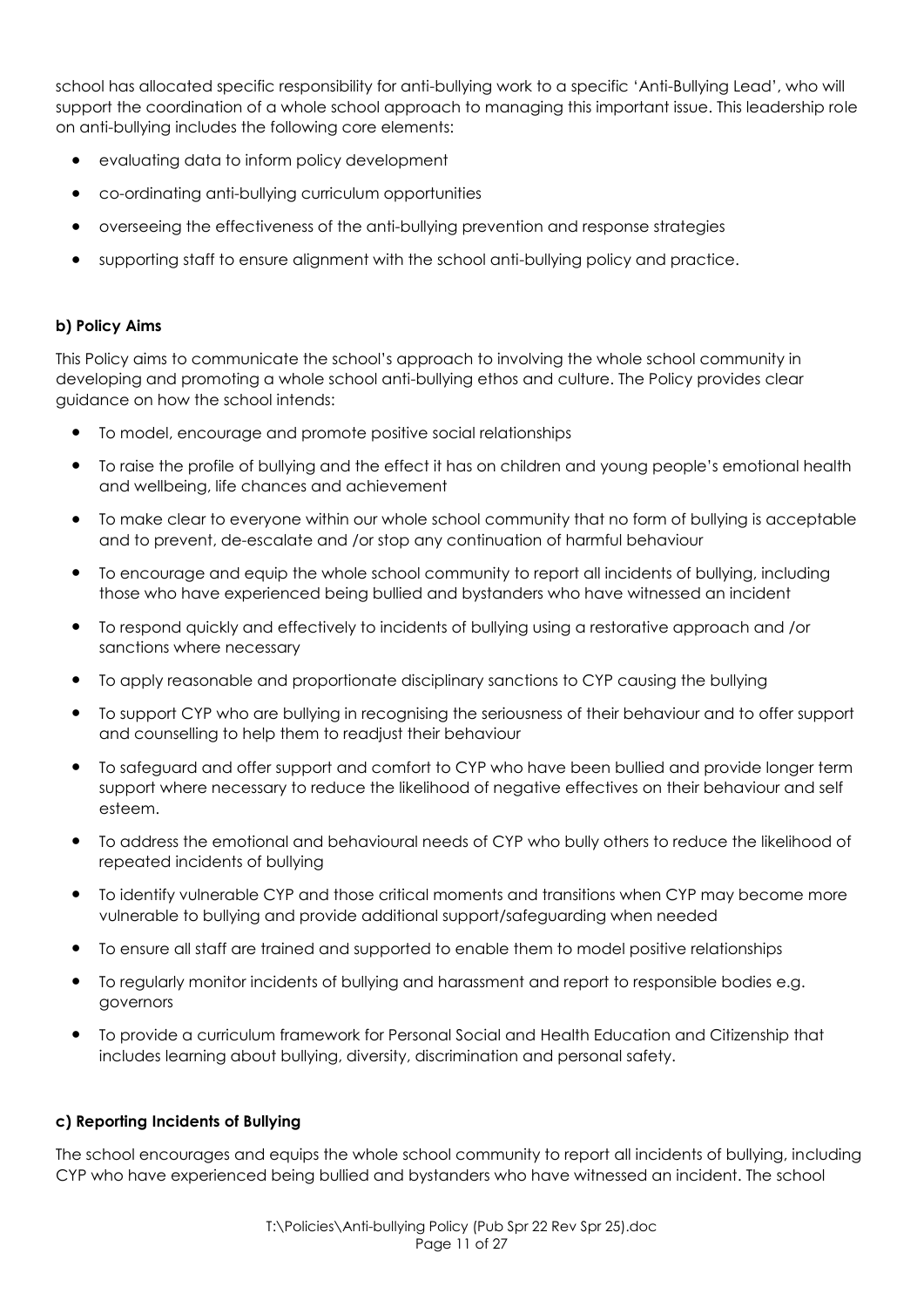school has allocated specific responsibility for anti-bullying work to a specific 'Anti-Bullying Lead', who will support the coordination of a whole school approach to managing this important issue. This leadership role on anti-bullying includes the following core elements:

- evaluating data to inform policy development
- co-ordinating anti-bullying curriculum opportunities
- overseeing the effectiveness of the anti-bullying prevention and response strategies
- supporting staff to ensure alignment with the school anti-bullying policy and practice.

**b) Policy Aims**

This Policy aims to communicate the school's approach to involving the whole school community in developing and promoting a whole school anti-bullying ethos and culture. The Policy provides clear guidance on how the school intends:

- To model, encourage and promote positive social relationships
- To raise the profile of bullying and the effect it has on children and young people's emotional health and wellbeing, life chances and achievement
- To make clear to everyone within our whole school community that no form of bullying is acceptable and to prevent, de-escalate and /or stop any continuation of harmful behaviour
- To encourage and equip the whole school community to report all incidents of bullying, including those who have experienced being bullied and bystanders who have witnessed an incident
- To respond quickly and effectively to incidents of bullying using a restorative approach and /or sanctions where necessary
- To apply reasonable and proportionate disciplinary sanctions to CYP causing the bullying
- To support CYP who are bullying in recognising the seriousness of their behaviour and to offer support and counselling to help them to readjust their behaviour
- To safeguard and offer support and comfort to CYP who have been bullied and provide longer term support where necessary to reduce the likelihood of negative effectives on their behaviour and self esteem.
- To address the emotional and behavioural needs of CYP who bully others to reduce the likelihood of repeated incidents of bullying
- To identify vulnerable CYP and those critical moments and transitions when CYP may become more vulnerable to bullying and provide additional support/safeguarding when needed
- To ensure all staff are trained and supported to enable them to model positive relationships
- To regularly monitor incidents of bullying and harassment and report to responsible bodies e.g. governors
- To provide a curriculum framework for Personal Social and Health Education and Citizenship that includes learning about bullying, diversity, discrimination and personal safety.

**c) Reporting Incidents of Bullying**

The school encourages and equips the whole school community to report all incidents of bullying, including CYP who have experienced being bullied and bystanders who have witnessed an incident. The school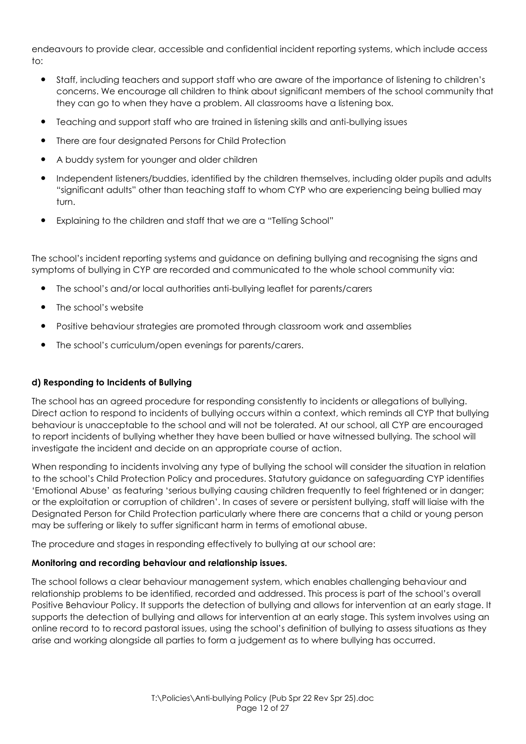endeavours to provide clear, accessible and confidential incident reporting systems, which include access to:

- Staff, including teachers and support staff who are aware of the importance of listening to children's concerns. We encourage all children to think about significant members of the school community that they can go to when they have a problem. All classrooms have a listening box.
- Teaching and support staff who are trained in listening skills and anti-bullying issues
- There are four designated Persons for Child Protection
- A buddy system for younger and older children
- Independent listeners/buddies, identified by the children themselves, including older pupils and adults "significant adults" other than teaching staff to whom CYP who are experiencing being bullied may turn.
- Explaining to the children and staff that we are a "Telling School"

The school's incident reporting systems and guidance on defining bullying and recognising the signs and symptoms of bullying in CYP are recorded and communicated to the whole school community via:

- The school's and/or local authorities anti-bullying leaflet for parents/carers
- The school's website
- Positive behaviour strategies are promoted through classroom work and assemblies
- The school's curriculum/open evenings for parents/carers.

**d) Responding to Incidents of Bullying**

The school has an agreed procedure for responding consistently to incidents or allegations of bullying. Direct action to respond to incidents of bullying occurs within a context, which reminds all CYP that bullying behaviour is unacceptable to the school and will not be tolerated. At our school, all CYP are encouraged to report incidents of bullying whether they have been bullied or have witnessed bullying. The school will investigate the incident and decide on an appropriate course of action.

When responding to incidents involving any type of bullying the school will consider the situation in relation to the school's Child Protection Policy and procedures. Statutory guidance on safeguarding CYP identifies 'Emotional Abuse' as featuring 'serious bullying causing children frequently to feel frightened or in danger; or the exploitation or corruption of children'. In cases of severe or persistent bullying, staff will liaise with the Designated Person for Child Protection particularly where there are concerns that a child or young person may be suffering or likely to suffer significant harm in terms of emotional abuse.

The procedure and stages in responding effectively to bullying at our school are:

**Monitoring and recording behaviour and relationship issues.**

The school follows a clear behaviour management system, which enables challenging behaviour and relationship problems to be identified, recorded and addressed. This process is part of the school's overall Positive Behaviour Policy. It supports the detection of bullying and allows for intervention at an early stage. It supports the detection of bullying and allows for intervention at an early stage. This system involves using an online record to to record pastoral issues, using the school's definition of bullying to assess situations as they arise and working alongside all parties to form a judgement as to where bullying has occurred.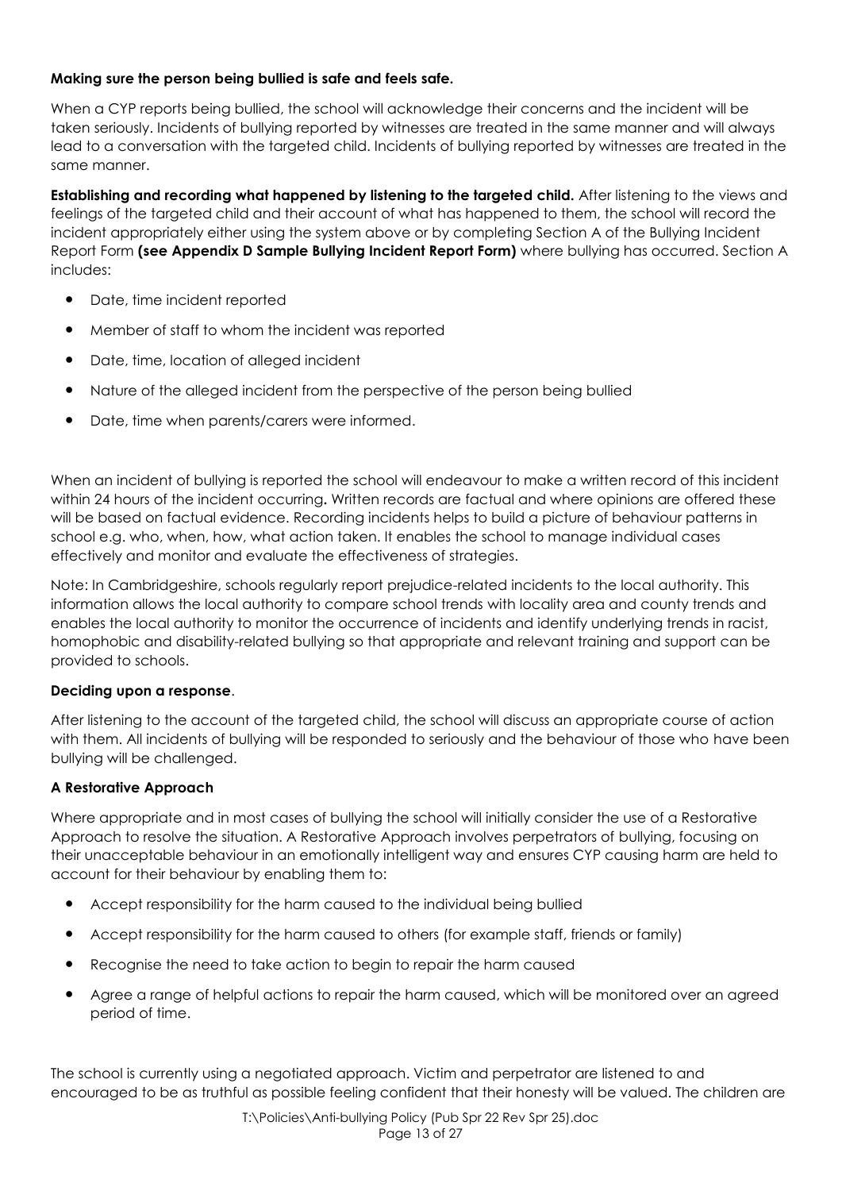**Making sure the person being bullied is safe and feels safe.**

When a CYP reports being bullied, the school will acknowledge their concerns and the incident will be taken seriously. Incidents of bullying reported by witnesses are treated in the same manner and will always lead to a conversation with the targeted child. Incidents of bullying reported by witnesses are treated in the same manner.

**Establishing and recording what happened by listening to the targeted child.** After listening to the views and feelings of the targeted child and their account of what has happened to them, the school will record the incident appropriately either using the system above or by completing Section A of the Bullying Incident Report Form **(see Appendix D Sample Bullying Incident Report Form)** where bullying has occurred. Section A includes:

- Date, time incident reported
- Member of staff to whom the incident was reported
- Date, time, location of alleged incident
- Nature of the alleged incident from the perspective of the person being bullied
- Date, time when parents/carers were informed.

When an incident of bullying is reported the school will endeavour to make a written record of this incident within 24 hours of the incident occurring**.** Written records are factual and where opinions are offered these will be based on factual evidence. Recording incidents helps to build a picture of behaviour patterns in school e.g. who, when, how, what action taken. It enables the school to manage individual cases effectively and monitor and evaluate the effectiveness of strategies.

Note: In Cambridgeshire, schools regularly report prejudice-related incidents to the local authority. This information allows the local authority to compare school trends with locality area and county trends and enables the local authority to monitor the occurrence of incidents and identify underlying trends in racist, homophobic and disability-related bullying so that appropriate and relevant training and support can be provided to schools.

**Deciding upon a response**.

After listening to the account of the targeted child, the school will discuss an appropriate course of action with them. All incidents of bullying will be responded to seriously and the behaviour of those who have been bullying will be challenged.

**A Restorative Approach**

Where appropriate and in most cases of bullying the school will initially consider the use of a Restorative Approach to resolve the situation. A Restorative Approach involves perpetrators of bullying, focusing on their unacceptable behaviour in an emotionally intelligent way and ensures CYP causing harm are held to account for their behaviour by enabling them to:

- Accept responsibility for the harm caused to the individual being bullied
- Accept responsibility for the harm caused to others (for example staff, friends or family)
- Recognise the need to take action to begin to repair the harm caused
- Agree a range of helpful actions to repair the harm caused, which will be monitored over an agreed period of time.

The school is currently using a negotiated approach. Victim and perpetrator are listened to and encouraged to be as truthful as possible feeling confident that their honesty will be valued. The children are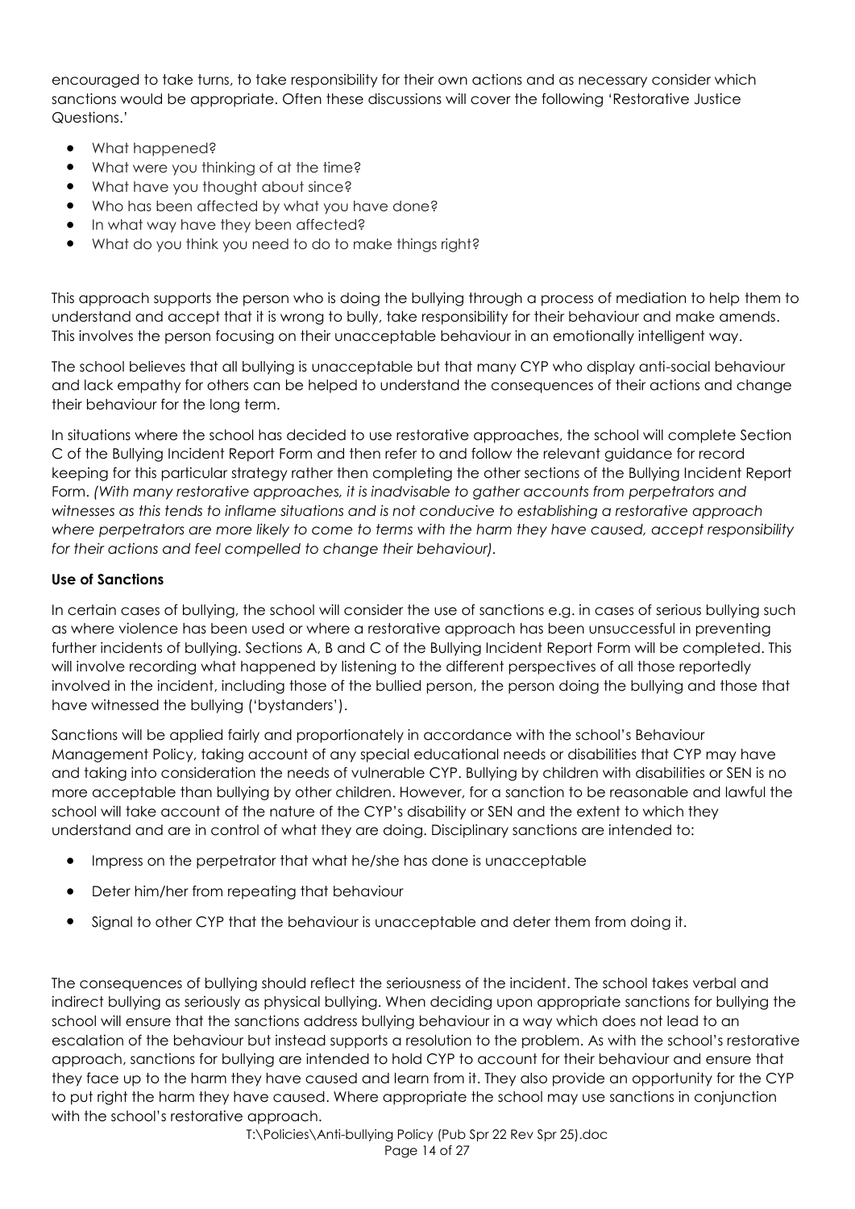encouraged to take turns, to take responsibility for their own actions and as necessary consider which sanctions would be appropriate. Often these discussions will cover the following 'Restorative Justice Questions.'

- What happened?
- What were you thinking of at the time?
- What have you thought about since?
- Who has been affected by what you have done?
- In what way have they been affected?
- What do you think you need to do to make things right?

This approach supports the person who is doing the bullying through a process of mediation to help them to understand and accept that it is wrong to bully, take responsibility for their behaviour and make amends. This involves the person focusing on their unacceptable behaviour in an emotionally intelligent way.

The school believes that all bullying is unacceptable but that many CYP who display anti-social behaviour and lack empathy for others can be helped to understand the consequences of their actions and change their behaviour for the long term.

In situations where the school has decided to use restorative approaches, the school will complete Section C of the Bullying Incident Report Form and then refer to and follow the relevant guidance for record keeping for this particular strategy rather then completing the other sections of the Bullying Incident Report Form. *(With many restorative approaches, it is inadvisable to gather accounts from perpetrators and witnesses as this tends to inflame situations and is not conducive to establishing a restorative approach where perpetrators are more likely to come to terms with the harm they have caused, accept responsibility for their actions and feel compelled to change their behaviour).*

**Use of Sanctions**

In certain cases of bullying, the school will consider the use of sanctions e.g. in cases of serious bullying such as where violence has been used or where a restorative approach has been unsuccessful in preventing further incidents of bullying. Sections A, B and C of the Bullying Incident Report Form will be completed. This will involve recording what happened by listening to the different perspectives of all those reportedly involved in the incident, including those of the bullied person, the person doing the bullying and those that have witnessed the bullying ('bystanders').

Sanctions will be applied fairly and proportionately in accordance with the school's Behaviour Management Policy, taking account of any special educational needs or disabilities that CYP may have and taking into consideration the needs of vulnerable CYP. Bullying by children with disabilities or SEN is no more acceptable than bullying by other children. However, for a sanction to be reasonable and lawful the school will take account of the nature of the CYP's disability or SEN and the extent to which they understand and are in control of what they are doing. Disciplinary sanctions are intended to:

- Impress on the perpetrator that what he/she has done is unacceptable
- Deter him/her from repeating that behaviour
- Signal to other CYP that the behaviour is unacceptable and deter them from doing it.

The consequences of bullying should reflect the seriousness of the incident. The school takes verbal and indirect bullying as seriously as physical bullying. When deciding upon appropriate sanctions for bullying the school will ensure that the sanctions address bullying behaviour in a way which does not lead to an escalation of the behaviour but instead supports a resolution to the problem. As with the school's restorative approach, sanctions for bullying are intended to hold CYP to account for their behaviour and ensure that they face up to the harm they have caused and learn from it. They also provide an opportunity for the CYP to put right the harm they have caused. Where appropriate the school may use sanctions in conjunction with the school's restorative approach.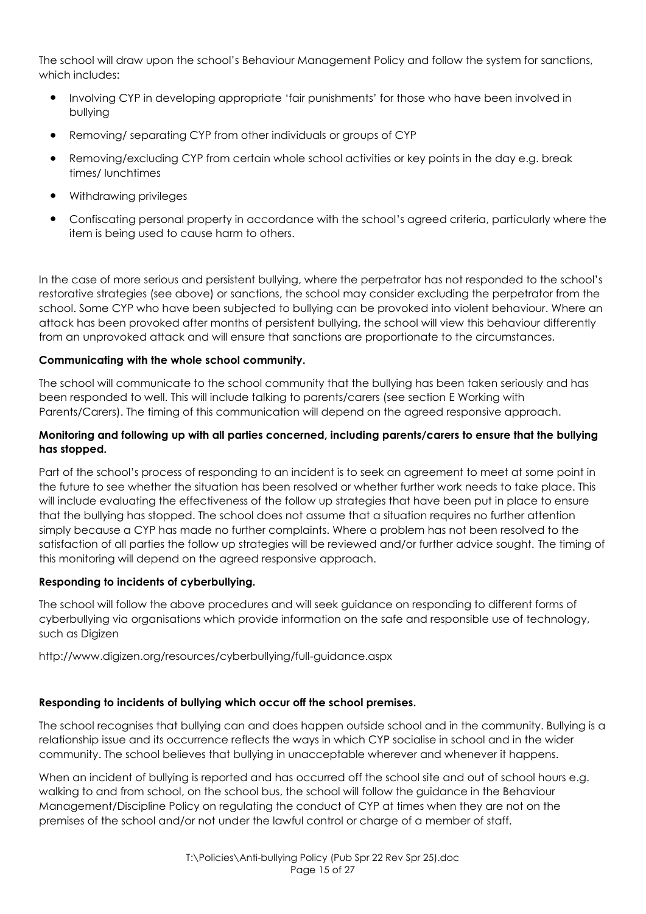The school will draw upon the school's Behaviour Management Policy and follow the system for sanctions, which includes:

- Involving CYP in developing appropriate 'fair punishments' for those who have been involved in bullying
- Removing/ separating CYP from other individuals or groups of CYP
- Removing/excluding CYP from certain whole school activities or key points in the day e.g. break times/ lunchtimes
- Withdrawing privileges
- Confiscating personal property in accordance with the school's agreed criteria, particularly where the item is being used to cause harm to others.

In the case of more serious and persistent bullying, where the perpetrator has not responded to the school's restorative strategies (see above) or sanctions, the school may consider excluding the perpetrator from the school. Some CYP who have been subjected to bullying can be provoked into violent behaviour. Where an attack has been provoked after months of persistent bullying, the school will view this behaviour differently from an unprovoked attack and will ensure that sanctions are proportionate to the circumstances.

**Communicating with the whole school community.**

The school will communicate to the school community that the bullying has been taken seriously and has been responded to well. This will include talking to parents/carers (see section E Working with Parents/Carers). The timing of this communication will depend on the agreed responsive approach.

**Monitoring and following up with all parties concerned, including parents/carers to ensure that the bullying has stopped.**

Part of the school's process of responding to an incident is to seek an agreement to meet at some point in the future to see whether the situation has been resolved or whether further work needs to take place. This will include evaluating the effectiveness of the follow up strategies that have been put in place to ensure that the bullying has stopped. The school does not assume that a situation requires no further attention simply because a CYP has made no further complaints. Where a problem has not been resolved to the satisfaction of all parties the follow up strategies will be reviewed and/or further advice sought. The timing of this monitoring will depend on the agreed responsive approach.

**Responding to incidents of cyberbullying.**

The school will follow the above procedures and will seek guidance on responding to different forms of cyberbullying via organisations which provide information on the safe and responsible use of technology, such as Digizen

http://www.digizen.org/resources/cyberbullying/full-guidance.aspx

**Responding to incidents of bullying which occur off the school premises.**

The school recognises that bullying can and does happen outside school and in the community. Bullying is a relationship issue and its occurrence reflects the ways in which CYP socialise in school and in the wider community. The school believes that bullying in unacceptable wherever and whenever it happens.

When an incident of bullying is reported and has occurred off the school site and out of school hours e.g. walking to and from school, on the school bus, the school will follow the guidance in the Behaviour Management/Discipline Policy on regulating the conduct of CYP at times when they are not on the premises of the school and/or not under the lawful control or charge of a member of staff.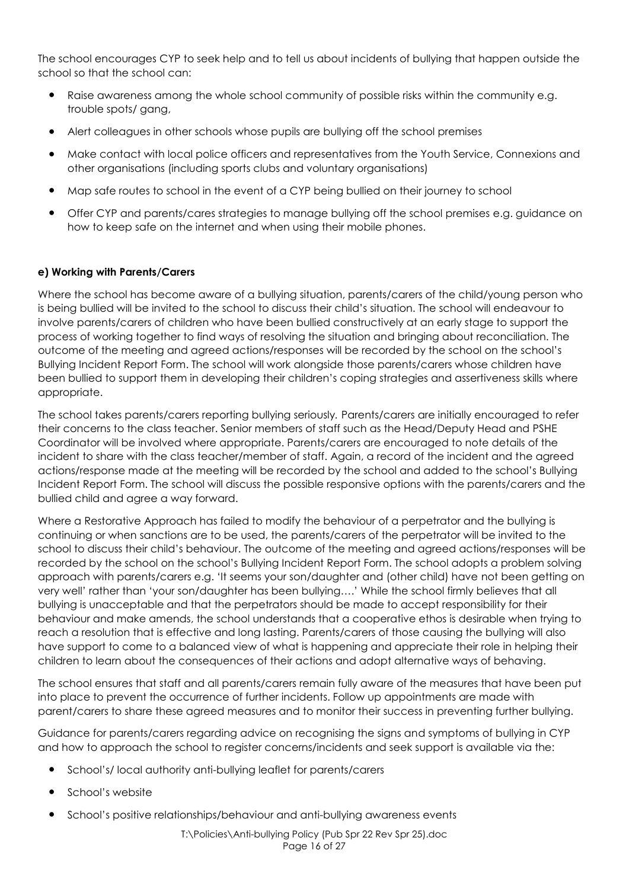The school encourages CYP to seek help and to tell us about incidents of bullying that happen outside the school so that the school can:

- Raise awareness among the whole school community of possible risks within the community e.g. trouble spots/ gang,
- Alert colleagues in other schools whose pupils are bullying off the school premises
- Make contact with local police officers and representatives from the Youth Service, Connexions and other organisations (including sports clubs and voluntary organisations)
- Map safe routes to school in the event of a CYP being bullied on their journey to school
- Offer CYP and parents/cares strategies to manage bullying off the school premises e.g. guidance on how to keep safe on the internet and when using their mobile phones.

**e) Working with Parents/Carers**

Where the school has become aware of a bullying situation, parents/carers of the child/young person who is being bullied will be invited to the school to discuss their child's situation. The school will endeavour to involve parents/carers of children who have been bullied constructively at an early stage to support the process of working together to find ways of resolving the situation and bringing about reconciliation. The outcome of the meeting and agreed actions/responses will be recorded by the school on the school's Bullying Incident Report Form. The school will work alongside those parents/carers whose children have been bullied to support them in developing their children's coping strategies and assertiveness skills where appropriate.

The school takes parents/carers reporting bullying seriously. Parents/carers are initially encouraged to refer their concerns to the class teacher. Senior members of staff such as the Head/Deputy Head and PSHE Coordinator will be involved where appropriate. Parents/carers are encouraged to note details of the incident to share with the class teacher/member of staff. Again, a record of the incident and the agreed actions/response made at the meeting will be recorded by the school and added to the school's Bullying Incident Report Form. The school will discuss the possible responsive options with the parents/carers and the bullied child and agree a way forward.

Where a Restorative Approach has failed to modify the behaviour of a perpetrator and the bullying is continuing or when sanctions are to be used, the parents/carers of the perpetrator will be invited to the school to discuss their child's behaviour. The outcome of the meeting and agreed actions/responses will be recorded by the school on the school's Bullying Incident Report Form. The school adopts a problem solving approach with parents/carers e.g. 'It seems your son/daughter and (other child) have not been getting on very well' rather than 'your son/daughter has been bullying….' While the school firmly believes that all bullying is unacceptable and that the perpetrators should be made to accept responsibility for their behaviour and make amends, the school understands that a cooperative ethos is desirable when trying to reach a resolution that is effective and long lasting. Parents/carers of those causing the bullying will also have support to come to a balanced view of what is happening and appreciate their role in helping their children to learn about the consequences of their actions and adopt alternative ways of behaving.

The school ensures that staff and all parents/carers remain fully aware of the measures that have been put into place to prevent the occurrence of further incidents. Follow up appointments are made with parent/carers to share these agreed measures and to monitor their success in preventing further bullying.

Guidance for parents/carers regarding advice on recognising the signs and symptoms of bullying in CYP and how to approach the school to register concerns/incidents and seek support is available via the:

- School's/ local authority anti-bullying leaflet for parents/carers
- School's website
- School's positive relationships/behaviour and anti-bullying awareness events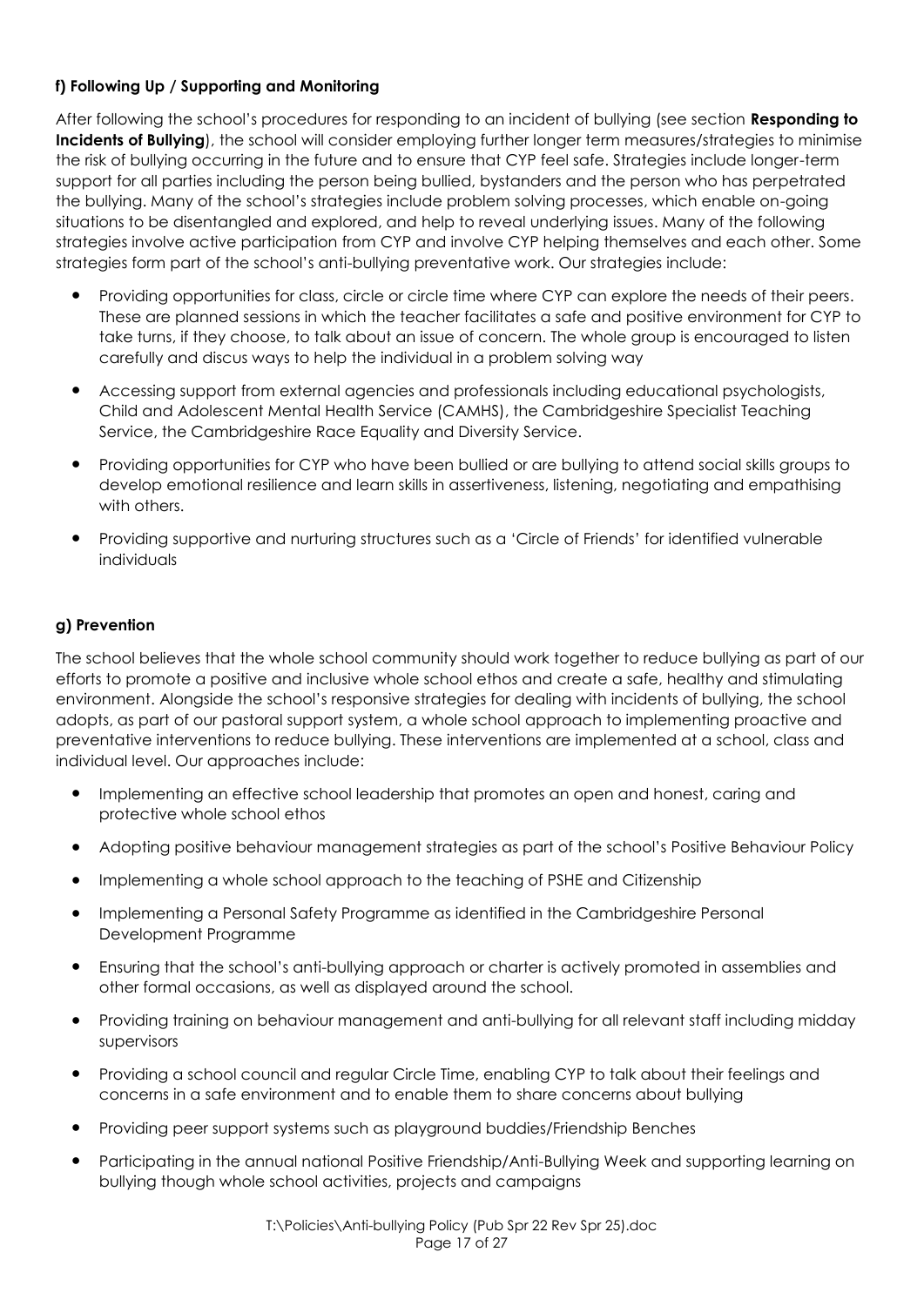**f) Following Up / Supporting and Monitoring**

After following the school's procedures for responding to an incident of bullying (see section **Responding to Incidents of Bullying**), the school will consider employing further longer term measures/strategies to minimise the risk of bullying occurring in the future and to ensure that CYP feel safe. Strategies include longer-term support for all parties including the person being bullied, bystanders and the person who has perpetrated the bullying. Many of the school's strategies include problem solving processes, which enable on-going situations to be disentangled and explored, and help to reveal underlying issues. Many of the following strategies involve active participation from CYP and involve CYP helping themselves and each other. Some strategies form part of the school's anti-bullying preventative work. Our strategies include:

- Providing opportunities for class, circle or circle time where CYP can explore the needs of their peers. These are planned sessions in which the teacher facilitates a safe and positive environment for CYP to take turns, if they choose, to talk about an issue of concern. The whole group is encouraged to listen carefully and discus ways to help the individual in a problem solving way
- Accessing support from external agencies and professionals including educational psychologists, Child and Adolescent Mental Health Service (CAMHS), the Cambridgeshire Specialist Teaching Service, the Cambridgeshire Race Equality and Diversity Service.
- Providing opportunities for CYP who have been bullied or are bullying to attend social skills groups to develop emotional resilience and learn skills in assertiveness, listening, negotiating and empathising with others.
- Providing supportive and nurturing structures such as a 'Circle of Friends' for identified vulnerable individuals

**g) Prevention**

The school believes that the whole school community should work together to reduce bullying as part of our efforts to promote a positive and inclusive whole school ethos and create a safe, healthy and stimulating environment. Alongside the school's responsive strategies for dealing with incidents of bullying, the school adopts, as part of our pastoral support system, a whole school approach to implementing proactive and preventative interventions to reduce bullying. These interventions are implemented at a school, class and individual level. Our approaches include:

- Implementing an effective school leadership that promotes an open and honest, caring and protective whole school ethos
- Adopting positive behaviour management strategies as part of the school's Positive Behaviour Policy
- Implementing a whole school approach to the teaching of PSHE and Citizenship
- Implementing a Personal Safety Programme as identified in the Cambridgeshire Personal Development Programme
- Ensuring that the school's anti-bullying approach or charter is actively promoted in assemblies and other formal occasions, as well as displayed around the school.
- Providing training on behaviour management and anti-bullying for all relevant staff including midday supervisors
- Providing a school council and regular Circle Time, enabling CYP to talk about their feelings and concerns in a safe environment and to enable them to share concerns about bullying
- Providing peer support systems such as playground buddies/Friendship Benches
- Participating in the annual national Positive Friendship/Anti-Bullying Week and supporting learning on bullying though whole school activities, projects and campaigns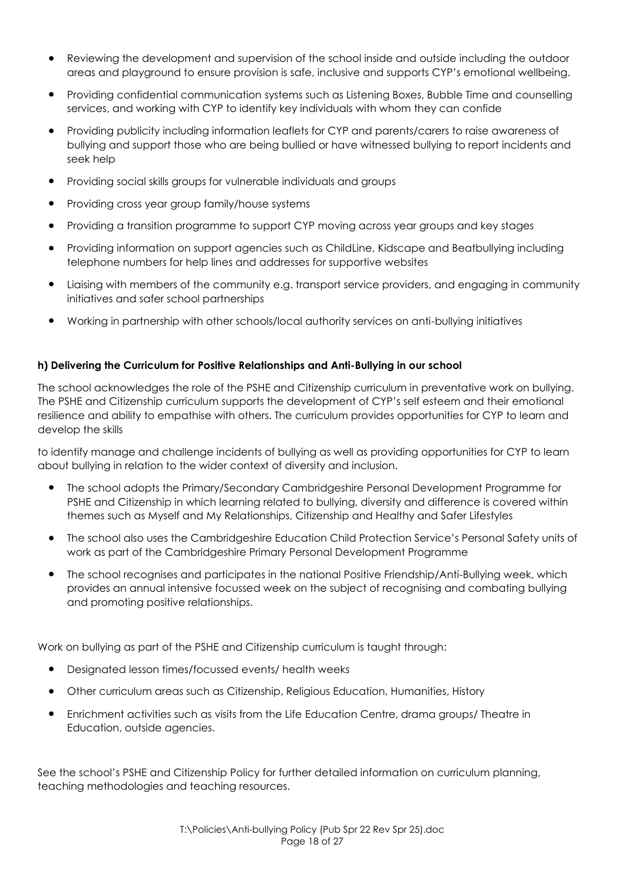- Reviewing the development and supervision of the school inside and outside including the outdoor areas and playground to ensure provision is safe, inclusive and supports CYP's emotional wellbeing.
- Providing confidential communication systems such as Listening Boxes, Bubble Time and counselling services, and working with CYP to identify key individuals with whom they can confide
- Providing publicity including information leaflets for CYP and parents/carers to raise awareness of bullying and support those who are being bullied or have witnessed bullying to report incidents and seek help
- Providing social skills groups for vulnerable individuals and groups
- Providing cross year group family/house systems
- Providing a transition programme to support CYP moving across year groups and key stages
- Providing information on support agencies such as ChildLine, Kidscape and Beatbullying including telephone numbers for help lines and addresses for supportive websites
- Liaising with members of the community e.g. transport service providers, and engaging in community initiatives and safer school partnerships
- Working in partnership with other schools/local authority services on anti-bullying initiatives

**h) Delivering the Curriculum for Positive Relationships and Anti-Bullying in our school**

The school acknowledges the role of the PSHE and Citizenship curriculum in preventative work on bullying. The PSHE and Citizenship curriculum supports the development of CYP's self esteem and their emotional resilience and ability to empathise with others. The curriculum provides opportunities for CYP to learn and develop the skills

to identify manage and challenge incidents of bullying as well as providing opportunities for CYP to learn about bullying in relation to the wider context of diversity and inclusion.

- The school adopts the Primary/Secondary Cambridgeshire Personal Development Programme for PSHE and Citizenship in which learning related to bullying, diversity and difference is covered within themes such as Myself and My Relationships, Citizenship and Healthy and Safer Lifestyles
- The school also uses the Cambridgeshire Education Child Protection Service's Personal Safety units of work as part of the Cambridgeshire Primary Personal Development Programme
- The school recognises and participates in the national Positive Friendship/Anti-Bullying week, which provides an annual intensive focussed week on the subject of recognising and combating bullying and promoting positive relationships.

Work on bullying as part of the PSHE and Citizenship curriculum is taught through:

- Designated lesson times/focussed events/ health weeks
- Other curriculum areas such as Citizenship, Religious Education, Humanities, History
- Enrichment activities such as visits from the Life Education Centre, drama groups/ Theatre in Education, outside agencies.

See the school's PSHE and Citizenship Policy for further detailed information on curriculum planning, teaching methodologies and teaching resources.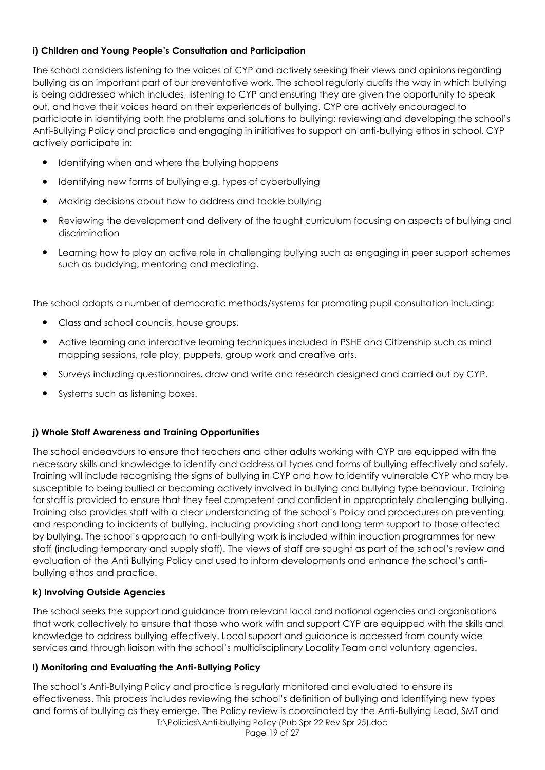**i) Children and Young People's Consultation and Participation**

The school considers listening to the voices of CYP and actively seeking their views and opinions regarding bullying as an important part of our preventative work. The school regularly audits the way in which bullying is being addressed which includes, listening to CYP and ensuring they are given the opportunity to speak out, and have their voices heard on their experiences of bullying. CYP are actively encouraged to participate in identifying both the problems and solutions to bullying; reviewing and developing the school's Anti-Bullying Policy and practice and engaging in initiatives to support an anti-bullying ethos in school. CYP actively participate in:

- Identifying when and where the bullying happens
- Identifying new forms of bullying e.g. types of cyberbullying
- Making decisions about how to address and tackle bullying
- Reviewing the development and delivery of the taught curriculum focusing on aspects of bullying and discrimination
- Learning how to play an active role in challenging bullying such as engaging in peer support schemes such as buddying, mentoring and mediating.

The school adopts a number of democratic methods/systems for promoting pupil consultation including:

- Class and school councils, house groups,
- Active learning and interactive learning techniques included in PSHE and Citizenship such as mind mapping sessions, role play, puppets, group work and creative arts.
- Surveys including questionnaires, draw and write and research designed and carried out by CYP.
- Systems such as listening boxes.

**j) Whole Staff Awareness and Training Opportunities**

The school endeavours to ensure that teachers and other adults working with CYP are equipped with the necessary skills and knowledge to identify and address all types and forms of bullying effectively and safely. Training will include recognising the signs of bullying in CYP and how to identify vulnerable CYP who may be susceptible to being bullied or becoming actively involved in bullying and bullying type behaviour. Training for staff is provided to ensure that they feel competent and confident in appropriately challenging bullying. Training also provides staff with a clear understanding of the school's Policy and procedures on preventing and responding to incidents of bullying, including providing short and long term support to those affected by bullying. The school's approach to anti-bullying work is included within induction programmes for new staff (including temporary and supply staff). The views of staff are sought as part of the school's review and evaluation of the Anti Bullying Policy and used to inform developments and enhance the school's anti-bullying ethos and practice.

**k) Involving Outside Agencies**

The school seeks the support and guidance from relevant local and national agencies and organisations that work collectively to ensure that those who work with and support CYP are equipped with the skills and knowledge to address bullying effectively. Local support and guidance is accessed from county wide services and through liaison with the school's multidisciplinary Locality Team and voluntary agencies.

**l) Monitoring and Evaluating the Anti-Bullying Policy**

The school's Anti-Bullying Policy and practice is regularly monitored and evaluated to ensure its effectiveness. This process includes reviewing the school's definition of bullying and identifying new types and forms of bullying as they emerge. The Policy review is coordinated by the Anti-Bullying Lead, SMT and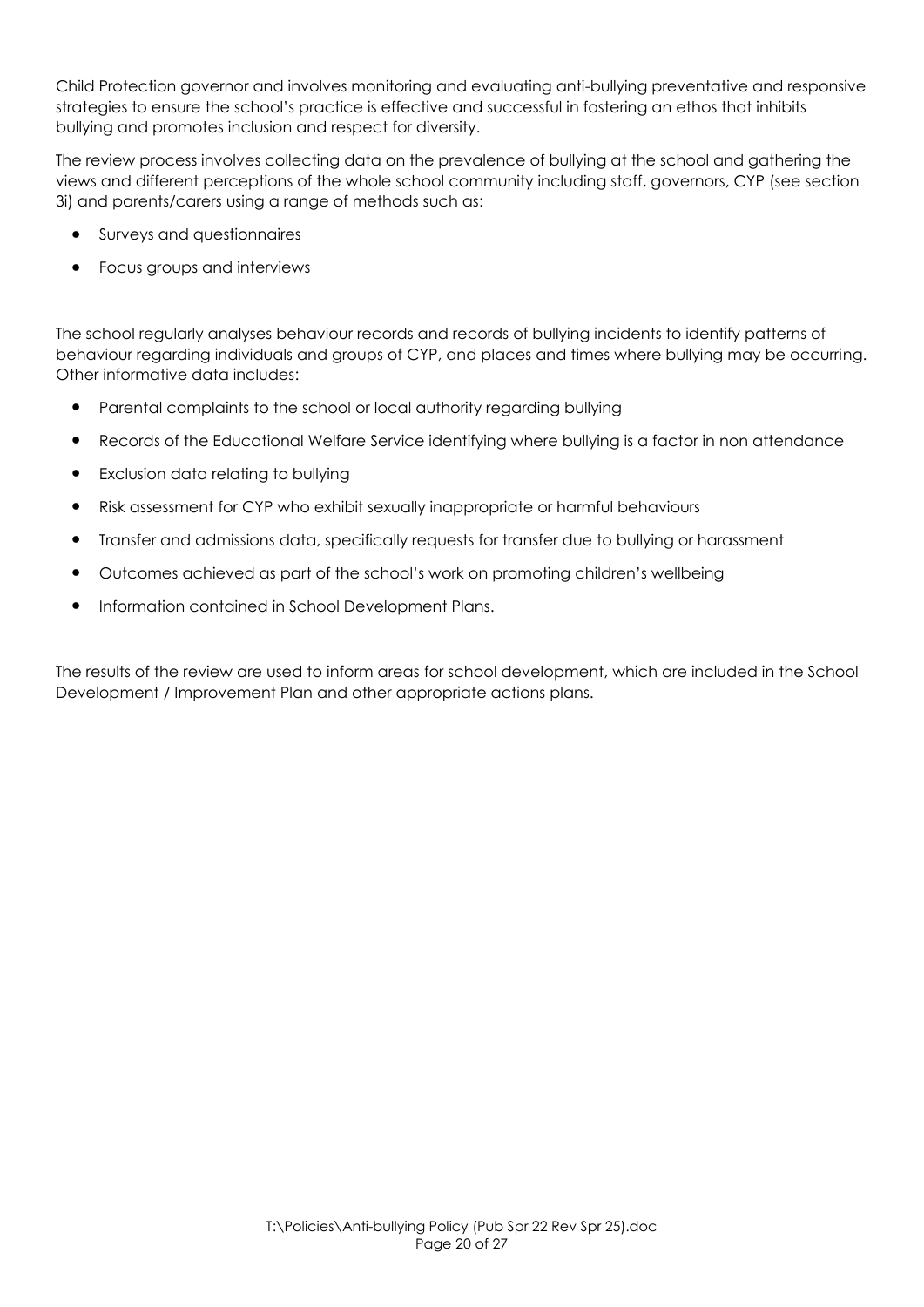Child Protection governor and involves monitoring and evaluating anti-bullying preventative and responsive strategies to ensure the school's practice is effective and successful in fostering an ethos that inhibits bullying and promotes inclusion and respect for diversity.

The review process involves collecting data on the prevalence of bullying at the school and gathering the views and different perceptions of the whole school community including staff, governors, CYP (see section 3i) and parents/carers using a range of methods such as:

- Surveys and questionnaires
- Focus groups and interviews

The school regularly analyses behaviour records and records of bullying incidents to identify patterns of behaviour regarding individuals and groups of CYP, and places and times where bullying may be occurring. Other informative data includes:

- Parental complaints to the school or local authority regarding bullying
- Records of the Educational Welfare Service identifying where bullying is a factor in non attendance
- Exclusion data relating to bullying
- Risk assessment for CYP who exhibit sexually inappropriate or harmful behaviours
- Transfer and admissions data, specifically requests for transfer due to bullying or harassment
- Outcomes achieved as part of the school's work on promoting children's wellbeing
- Information contained in School Development Plans.

The results of the review are used to inform areas for school development, which are included in the School Development / Improvement Plan and other appropriate actions plans.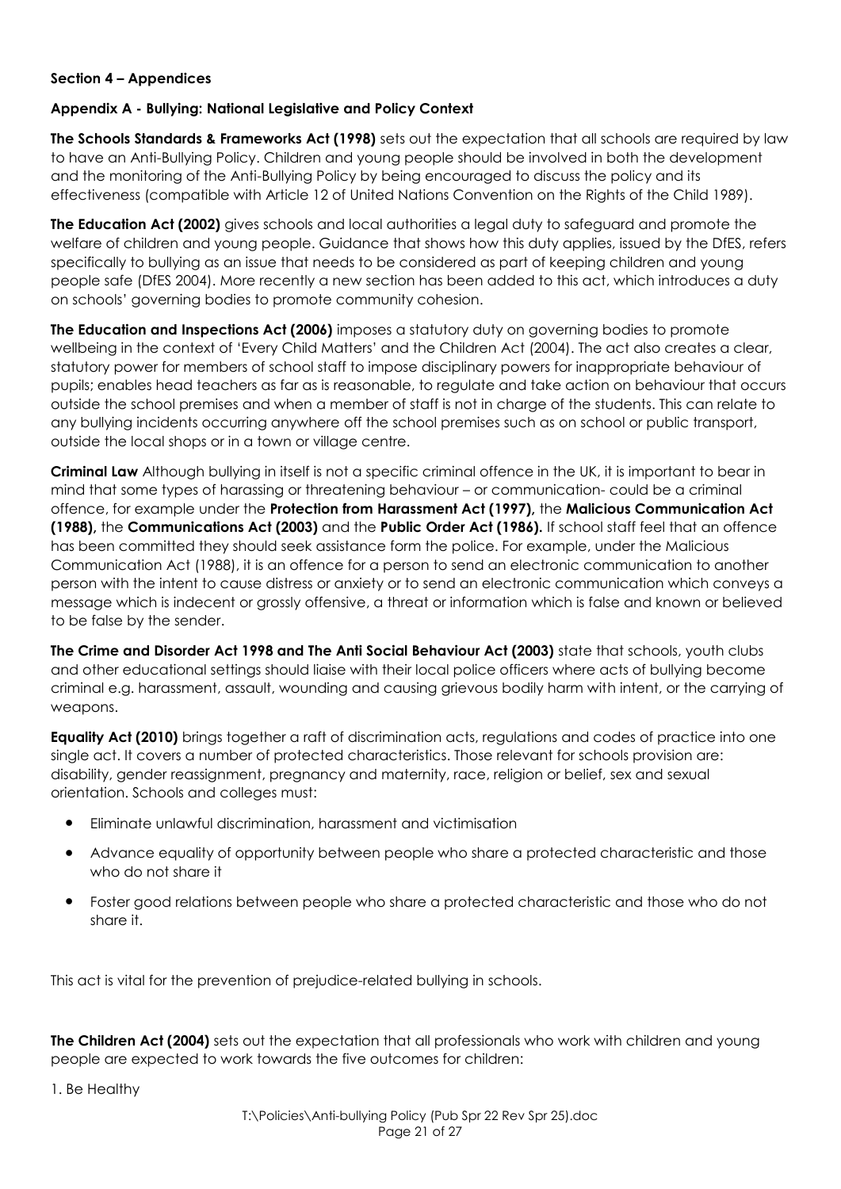### Section 4 – Appendices

#### Appendix A - Bullying: National Legislative and Policy Context

**The Schools Standards & Frameworks Act (1998)** sets out the expectation that all schools are required by law to have an Anti-Bullying Policy. Children and young people should be involved in both the development and the monitoring of the Anti-Bullying Policy by being encouraged to discuss the policy and its effectiveness (compatible with Article 12 of United Nations Convention on the Rights of the Child 1989).

**The Education Act (2002)** gives schools and local authorities a legal duty to safeguard and promote the welfare of children and young people. Guidance that shows how this duty applies, issued by the DfES, refers specifically to bullying as an issue that needs to be considered as part of keeping children and young people safe (DfES 2004). More recently a new section has been added to this act, which introduces a duty on schools' governing bodies to promote community cohesion.

**The Education and Inspections Act (2006)** imposes a statutory duty on governing bodies to promote wellbeing in the context of 'Every Child Matters' and the Children Act (2004). The act also creates a clear, statutory power for members of school staff to impose disciplinary powers for inappropriate behaviour of pupils; enables head teachers as far as is reasonable, to regulate and take action on behaviour that occurs outside the school premises and when a member of staff is not in charge of the students. This can relate to any bullying incidents occurring anywhere off the school premises such as on school or public transport, outside the local shops or in a town or village centre.

**Criminal Law** Although bullying in itself is not a specific criminal offence in the UK, it is important to bear in mind that some types of harassing or threatening behaviour – or communication- could be a criminal offence, for example under the **Protection from Harassment Act (1997),** the **Malicious Communication Act (1988),** the **Communications Act (2003)** and the **Public Order Act (1986).** If school staff feel that an offence has been committed they should seek assistance form the police. For example, under the Malicious Communication Act (1988), it is an offence for a person to send an electronic communication to another person with the intent to cause distress or anxiety or to send an electronic communication which conveys a message which is indecent or grossly offensive, a threat or information which is false and known or believed to be false by the sender.

**The Crime and Disorder Act 1998 and The Anti Social Behaviour Act (2003)** state that schools, youth clubs and other educational settings should liaise with their local police officers where acts of bullying become criminal e.g. harassment, assault, wounding and causing grievous bodily harm with intent, or the carrying of weapons.

**Equality Act (2010)** brings together a raft of discrimination acts, regulations and codes of practice into one single act. It covers a number of protected characteristics. Those relevant for schools provision are: disability, gender reassignment, pregnancy and maternity, race, religion or belief, sex and sexual orientation. Schools and colleges must:

- Eliminate unlawful discrimination, harassment and victimisation
- Advance equality of opportunity between people who share a protected characteristic and those who do not share it
- Foster good relations between people who share a protected characteristic and those who do not share it.

This act is vital for the prevention of prejudice-related bullying in schools.

**The Children Act (2004)** sets out the expectation that all professionals who work with children and young people are expected to work towards the five outcomes for children:

1. Be Healthy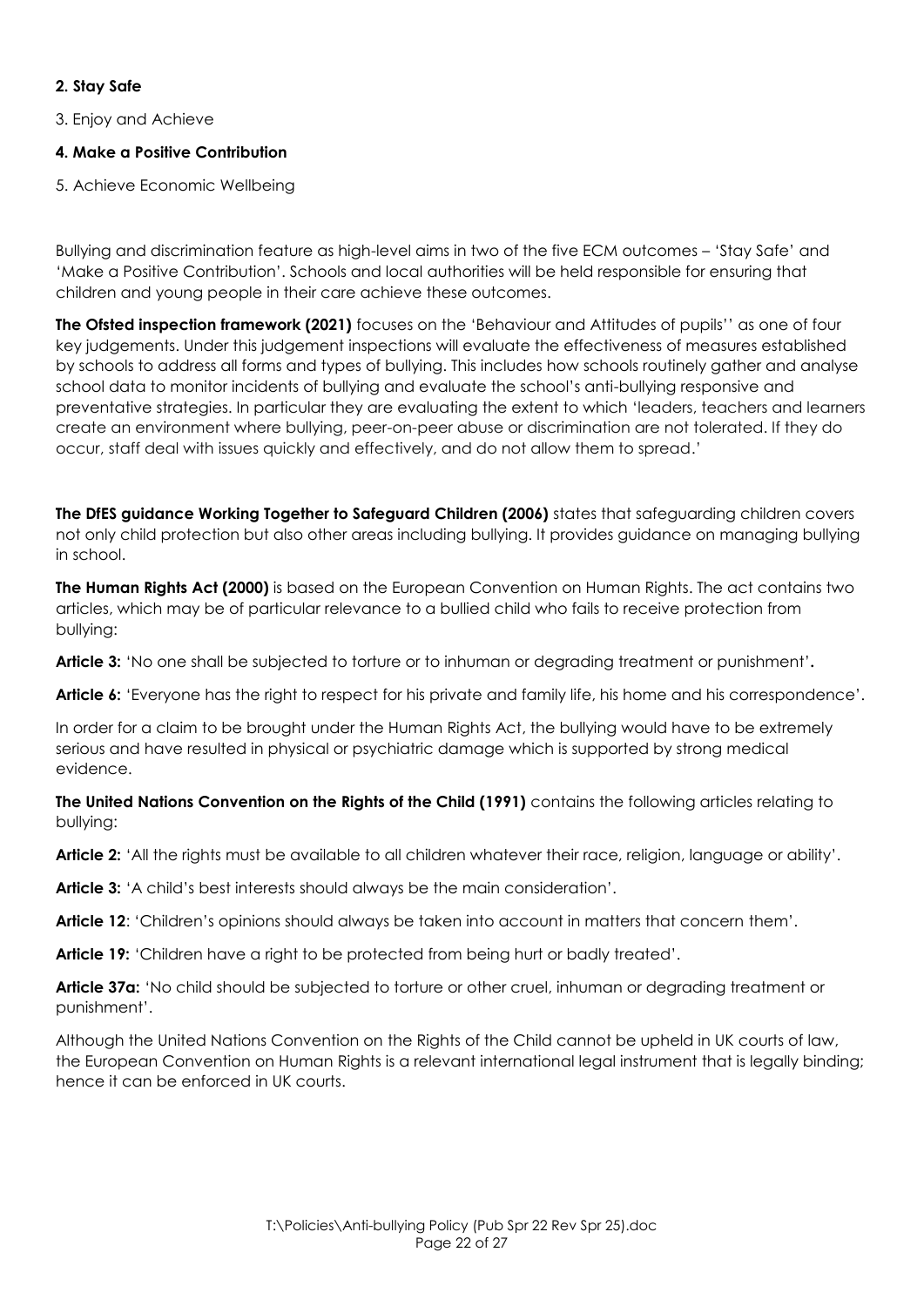**2. Stay Safe**

3. Enjoy and Achieve

**4. Make a Positive Contribution**

5. Achieve Economic Wellbeing

Bullying and discrimination feature as high-level aims in two of the five ECM outcomes – 'Stay Safe' and 'Make a Positive Contribution'. Schools and local authorities will be held responsible for ensuring that children and young people in their care achieve these outcomes.

**The Ofsted inspection framework (2021)** focuses on the 'Behaviour and Attitudes of pupils'' as one of four key judgements. Under this judgement inspections will evaluate the effectiveness of measures established by schools to address all forms and types of bullying. This includes how schools routinely gather and analyse school data to monitor incidents of bullying and evaluate the school's anti-bullying responsive and preventative strategies. In particular they are evaluating the extent to which 'leaders, teachers and learners create an environment where bullying, peer-on-peer abuse or discrimination are not tolerated. If they do occur, staff deal with issues quickly and effectively, and do not allow them to spread.'

**The DfES guidance Working Together to Safeguard Children (2006)** states that safeguarding children covers not only child protection but also other areas including bullying. It provides guidance on managing bullying in school.

**The Human Rights Act (2000)** is based on the European Convention on Human Rights. The act contains two articles, which may be of particular relevance to a bullied child who fails to receive protection from bullying:

**Article 3:** 'No one shall be subjected to torture or to inhuman or degrading treatment or punishment'**.**

**Article 6:** 'Everyone has the right to respect for his private and family life, his home and his correspondence'.

In order for a claim to be brought under the Human Rights Act, the bullying would have to be extremely serious and have resulted in physical or psychiatric damage which is supported by strong medical evidence.

**The United Nations Convention on the Rights of the Child (1991)** contains the following articles relating to bullying:

**Article 2:** 'All the rights must be available to all children whatever their race, religion, language or ability'.

**Article 3:** 'A child's best interests should always be the main consideration'.

**Article 12**: 'Children's opinions should always be taken into account in matters that concern them'.

**Article 19:** 'Children have a right to be protected from being hurt or badly treated'.

**Article 37a:** 'No child should be subjected to torture or other cruel, inhuman or degrading treatment or punishment'.

Although the United Nations Convention on the Rights of the Child cannot be upheld in UK courts of law, the European Convention on Human Rights is a relevant international legal instrument that is legally binding; hence it can be enforced in UK courts.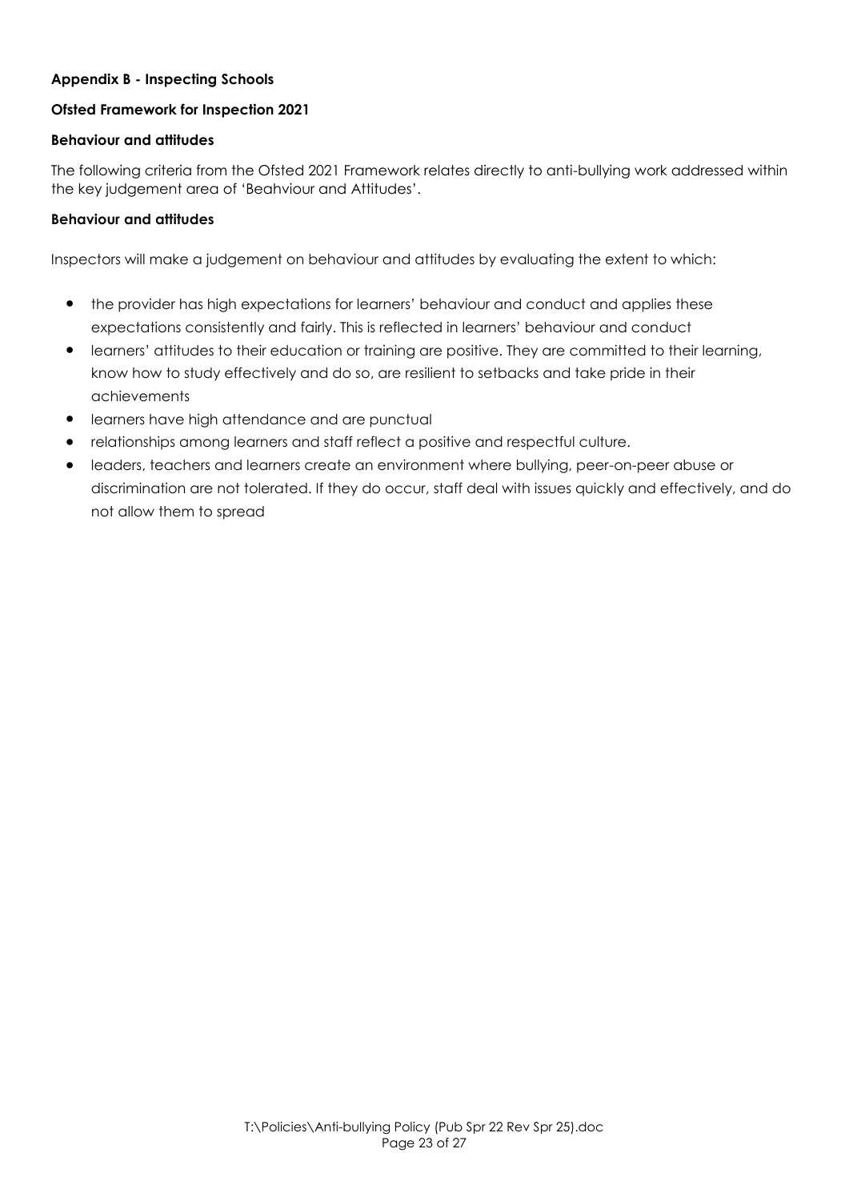**Appendix B - Inspecting Schools**

**Ofsted Framework for Inspection 2021**

**Behaviour and attitudes**

The following criteria from the Ofsted 2021 Framework relates directly to anti-bullying work addressed within the key judgement area of 'Beahviour and Attitudes'.

**Behaviour and attitudes**

Inspectors will make a judgement on behaviour and attitudes by evaluating the extent to which:

- the provider has high expectations for learners' behaviour and conduct and applies these expectations consistently and fairly. This is reflected in learners' behaviour and conduct
- learners' attitudes to their education or training are positive. They are committed to their learning, know how to study effectively and do so, are resilient to setbacks and take pride in their achievements
- learners have high attendance and are punctual
- relationships among learners and staff reflect a positive and respectful culture.
- leaders, teachers and learners create an environment where bullying, peer-on-peer abuse or discrimination are not tolerated. If they do occur, staff deal with issues quickly and effectively, and do not allow them to spread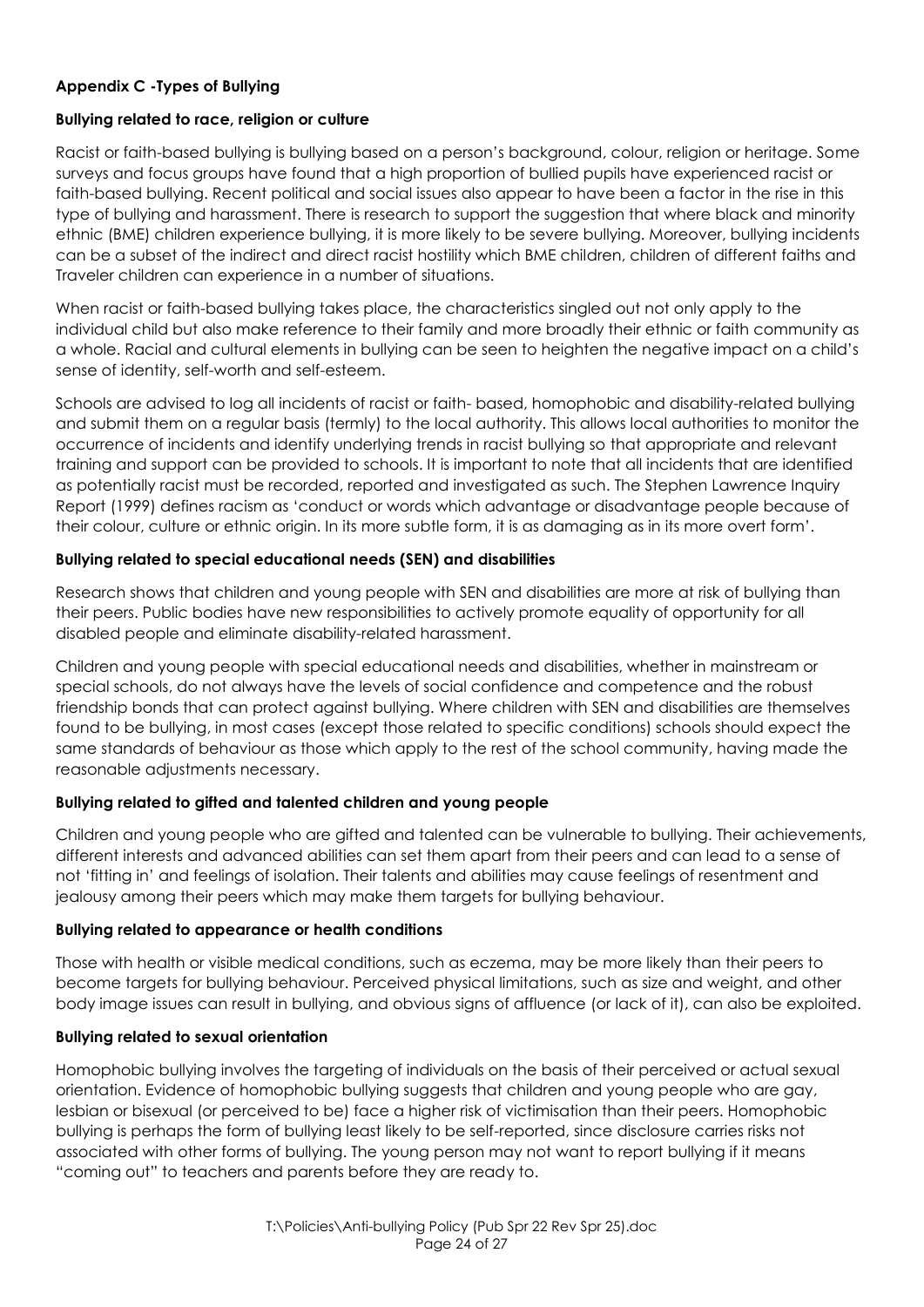**Appendix C -Types of Bullying**

**Bullying related to race, religion or culture**

Racist or faith-based bullying is bullying based on a person's background, colour, religion or heritage. Some surveys and focus groups have found that a high proportion of bullied pupils have experienced racist or faith-based bullying. Recent political and social issues also appear to have been a factor in the rise in this type of bullying and harassment. There is research to support the suggestion that where black and minority ethnic (BME) children experience bullying, it is more likely to be severe bullying. Moreover, bullying incidents can be a subset of the indirect and direct racist hostility which BME children, children of different faiths and Traveler children can experience in a number of situations.

When racist or faith-based bullying takes place, the characteristics singled out not only apply to the individual child but also make reference to their family and more broadly their ethnic or faith community as a whole. Racial and cultural elements in bullying can be seen to heighten the negative impact on a child's sense of identity, self-worth and self-esteem.

Schools are advised to log all incidents of racist or faith- based, homophobic and disability-related bullying and submit them on a regular basis (termly) to the local authority. This allows local authorities to monitor the occurrence of incidents and identify underlying trends in racist bullying so that appropriate and relevant training and support can be provided to schools. It is important to note that all incidents that are identified as potentially racist must be recorded, reported and investigated as such. The Stephen Lawrence Inquiry Report (1999) defines racism as 'conduct or words which advantage or disadvantage people because of their colour, culture or ethnic origin. In its more subtle form, it is as damaging as in its more overt form'.

**Bullying related to special educational needs (SEN) and disabilities**

Research shows that children and young people with SEN and disabilities are more at risk of bullying than their peers. Public bodies have new responsibilities to actively promote equality of opportunity for all disabled people and eliminate disability-related harassment.

Children and young people with special educational needs and disabilities, whether in mainstream or special schools, do not always have the levels of social confidence and competence and the robust friendship bonds that can protect against bullying. Where children with SEN and disabilities are themselves found to be bullying, in most cases (except those related to specific conditions) schools should expect the same standards of behaviour as those which apply to the rest of the school community, having made the reasonable adjustments necessary.

**Bullying related to gifted and talented children and young people**

Children and young people who are gifted and talented can be vulnerable to bullying. Their achievements, different interests and advanced abilities can set them apart from their peers and can lead to a sense of not 'fitting in' and feelings of isolation. Their talents and abilities may cause feelings of resentment and jealousy among their peers which may make them targets for bullying behaviour.

**Bullying related to appearance or health conditions**

Those with health or visible medical conditions, such as eczema, may be more likely than their peers to become targets for bullying behaviour. Perceived physical limitations, such as size and weight, and other body image issues can result in bullying, and obvious signs of affluence (or lack of it), can also be exploited.

**Bullying related to sexual orientation**

Homophobic bullying involves the targeting of individuals on the basis of their perceived or actual sexual orientation. Evidence of homophobic bullying suggests that children and young people who are gay, lesbian or bisexual (or perceived to be) face a higher risk of victimisation than their peers. Homophobic bullying is perhaps the form of bullying least likely to be self-reported, since disclosure carries risks not associated with other forms of bullying. The young person may not want to report bullying if it means "coming out" to teachers and parents before they are ready to.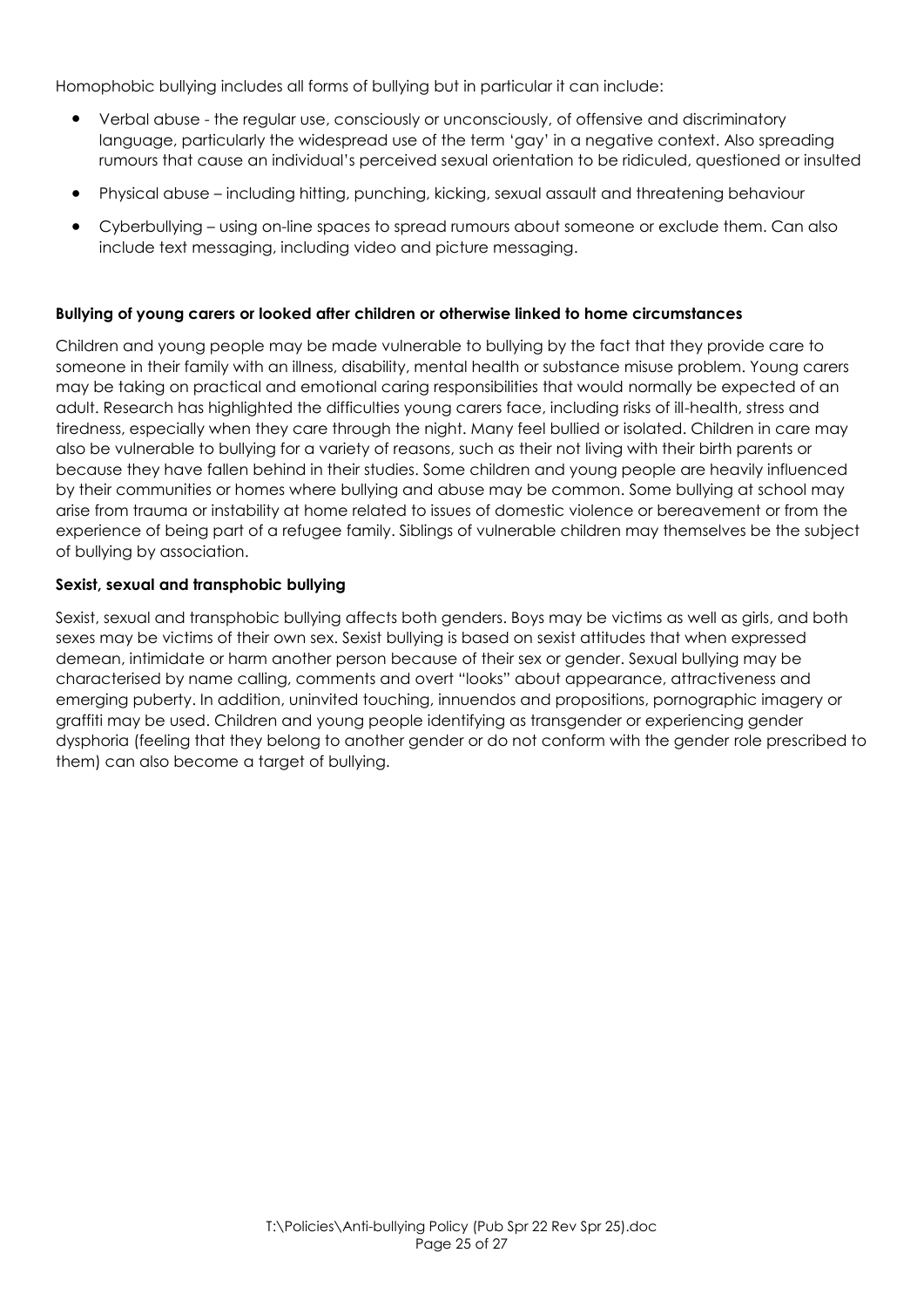Homophobic bullying includes all forms of bullying but in particular it can include:

- Verbal abuse - the regular use, consciously or unconsciously, of offensive and discriminatory language, particularly the widespread use of the term 'gay' in a negative context. Also spreading rumours that cause an individual's perceived sexual orientation to be ridiculed, questioned or insulted
- Physical abuse – including hitting, punching, kicking, sexual assault and threatening behaviour
- Cyberbullying – using on-line spaces to spread rumours about someone or exclude them. Can also include text messaging, including video and picture messaging.

**Bullying of young carers or looked after children or otherwise linked to home circumstances**

Children and young people may be made vulnerable to bullying by the fact that they provide care to someone in their family with an illness, disability, mental health or substance misuse problem. Young carers may be taking on practical and emotional caring responsibilities that would normally be expected of an adult. Research has highlighted the difficulties young carers face, including risks of ill-health, stress and tiredness, especially when they care through the night. Many feel bullied or isolated. Children in care may also be vulnerable to bullying for a variety of reasons, such as their not living with their birth parents or because they have fallen behind in their studies. Some children and young people are heavily influenced by their communities or homes where bullying and abuse may be common. Some bullying at school may arise from trauma or instability at home related to issues of domestic violence or bereavement or from the experience of being part of a refugee family. Siblings of vulnerable children may themselves be the subject of bullying by association.

**Sexist, sexual and transphobic bullying**

Sexist, sexual and transphobic bullying affects both genders. Boys may be victims as well as girls, and both sexes may be victims of their own sex. Sexist bullying is based on sexist attitudes that when expressed demean, intimidate or harm another person because of their sex or gender. Sexual bullying may be characterised by name calling, comments and overt "looks" about appearance, attractiveness and emerging puberty. In addition, uninvited touching, innuendos and propositions, pornographic imagery or graffiti may be used. Children and young people identifying as transgender or experiencing gender dysphoria (feeling that they belong to another gender or do not conform with the gender role prescribed to them) can also become a target of bullying.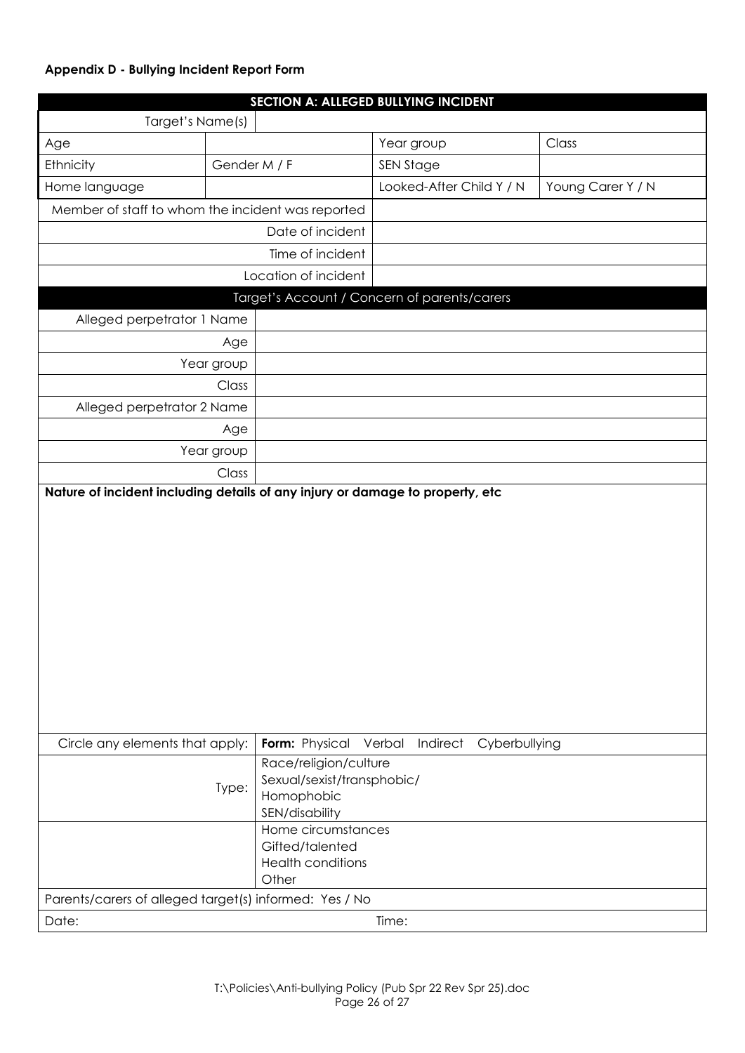**Appendix D - Bullying Incident Report Form**

| **SECTION A: ALLEGED BULLYING INCIDENT** | | | |
|---|---|---|---|
| Target's Name(s) | | | |
| Age | | Year group | Class |
| Ethnicity | Gender M / F | SEN Stage | |
| Home language | | Looked-After Child Y / N | Young Carer Y / N |
| Member of staff to whom the incident was reported | | | |
| Date of incident | | | |
| Time of incident | | | |
| Location of incident | | | |
| Target's Account / Concern of parents/carers | | | |
| Alleged perpetrator 1 Name | | | |
| Age | | | |
| Year group | | | |
| Class | | | |
| Alleged perpetrator 2 Name | | | |
| Age | | | |
| Year group | | | |
| Class | | | |
| **Nature of incident including details of any injury or damage to property, etc** | | | |
| Circle any elements that apply: | **Form:** Physical Verbal Indirect Cyberbullying | | |
| Type: | Race/religion/culture<br>Sexual/sexist/transphobic/<br>Homophobic<br>SEN/disability | | |
| | Home circumstances<br>Gifted/talented<br>Health conditions<br>Other | | |
| Parents/carers of alleged target(s) informed: Yes / No | | | |
| Date: | | Time: | |

T:\Policies\Anti-bullying Policy (Pub Spr 22 Rev Spr 25).doc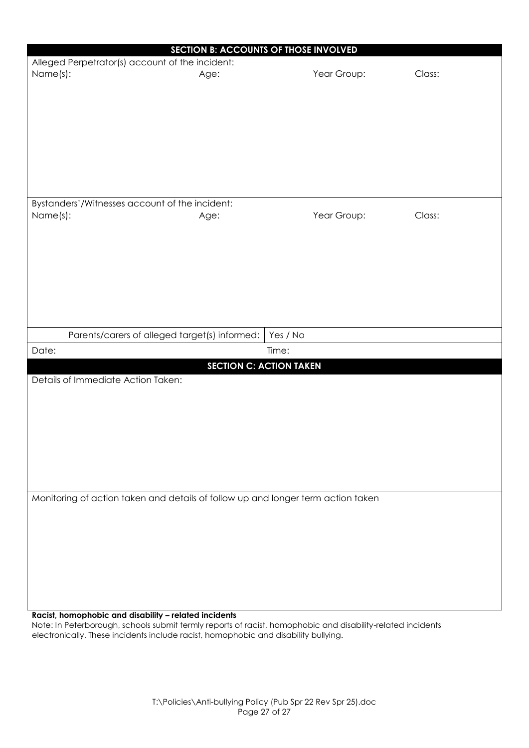## SECTION B: ACCOUNTS OF THOSE INVOLVED

Alleged Perpetrator(s) account of the incident:

Name(s): Age: Year Group: Class:

Bystanders'/Witnesses account of the incident:

Name(s): Age: Year Group: Class:

| | |
|---|---|
| Parents/carers of alleged target(s) informed: | Yes / No |
| Date: | Time: |

## SECTION C: ACTION TAKEN

Details of Immediate Action Taken:

Monitoring of action taken and details of follow up and longer term action taken

**Racist, homophobic and disability – related incidents**

Note: In Peterborough, schools submit termly reports of racist, homophobic and disability-related incidents electronically. These incidents include racist, homophobic and disability bullying.

T:\Policies\Anti-bullying Policy (Pub Spr 22 Rev Spr 25).doc